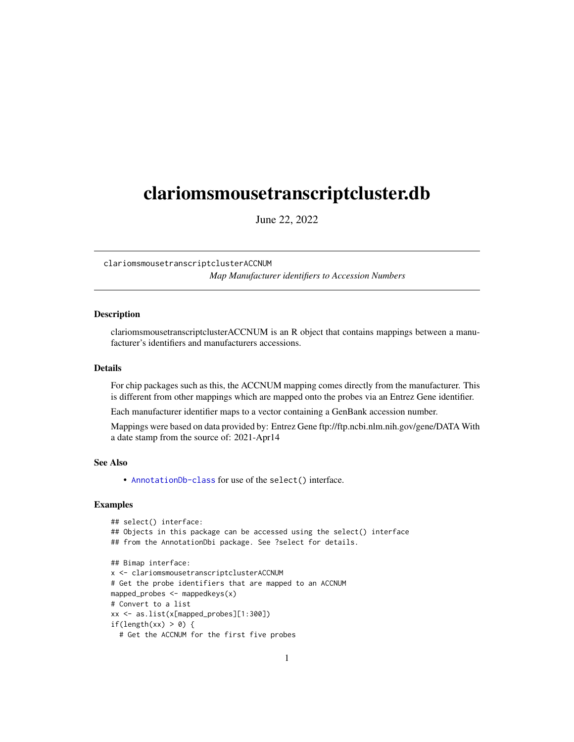# clariomsmousetranscriptcluster.db

June 22, 2022

clariomsmousetranscriptclusterACCNUM

*Map Manufacturer identifiers to Accession Numbers*

## Description

clariomsmousetranscriptclusterACCNUM is an R object that contains mappings between a manufacturer's identifiers and manufacturers accessions.

## Details

For chip packages such as this, the ACCNUM mapping comes directly from the manufacturer. This is different from other mappings which are mapped onto the probes via an Entrez Gene identifier.

Each manufacturer identifier maps to a vector containing a GenBank accession number.

Mappings were based on data provided by: Entrez Gene ftp://ftp.ncbi.nlm.nih.gov/gene/DATA With a date stamp from the source of: 2021-Apr14

## See Also

- `AnnotationDb-class` for use of the `select()` interface.

## Examples

```
## select() interface:
## Objects in this package can be accessed using the select() interface
## from the AnnotationDbi package. See ?select for details.

## Bimap interface:
x <- clariomsmousetranscriptclusterACCNUM
# Get the probe identifiers that are mapped to an ACCNUM
mapped_probes <- mappedkeys(x)
# Convert to a list
xx <- as.list(x[mapped_probes][1:300])
if(length(xx) > 0) {
  # Get the ACCNUM for the first five probes
```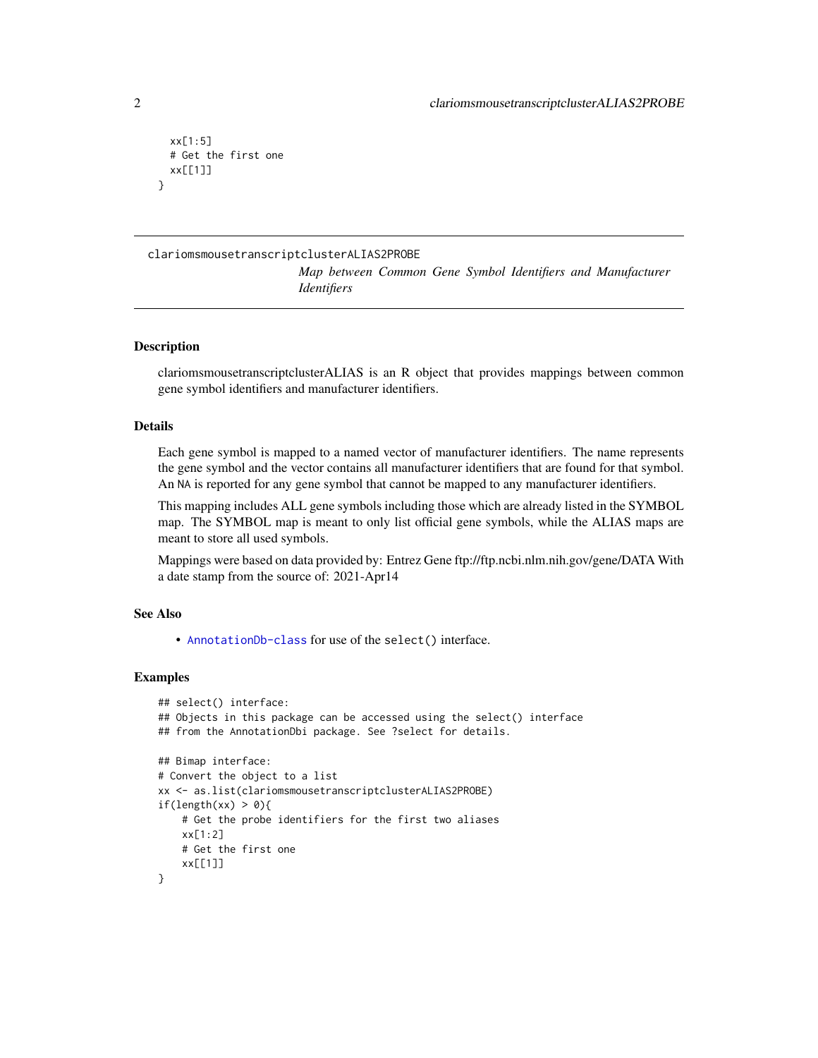```
  xx[1:5]
  # Get the first one
  xx[[1]]
}
```

---

## clariomsmousetranscriptclusterALIAS2PROBE

*Map between Common Gene Symbol Identifiers and Manufacturer Identifiers*

---

### Description

clariomsmousetranscriptclusterALIAS is an R object that provides mappings between common gene symbol identifiers and manufacturer identifiers.

### Details

Each gene symbol is mapped to a named vector of manufacturer identifiers. The name represents the gene symbol and the vector contains all manufacturer identifiers that are found for that symbol. An NA is reported for any gene symbol that cannot be mapped to any manufacturer identifiers.

This mapping includes ALL gene symbols including those which are already listed in the SYMBOL map. The SYMBOL map is meant to only list official gene symbols, while the ALIAS maps are meant to store all used symbols.

Mappings were based on data provided by: Entrez Gene ftp://ftp.ncbi.nlm.nih.gov/gene/DATA With a date stamp from the source of: 2021-Apr14

### See Also

- `AnnotationDb-class` for use of the `select()` interface.

### Examples

```
## select() interface:
## Objects in this package can be accessed using the select() interface
## from the AnnotationDbi package. See ?select for details.

## Bimap interface:
# Convert the object to a list
xx <- as.list(clariomsmousetranscriptclusterALIAS2PROBE)
if(length(xx) > 0){
    # Get the probe identifiers for the first two aliases
    xx[1:2]
    # Get the first one
    xx[[1]]
}
```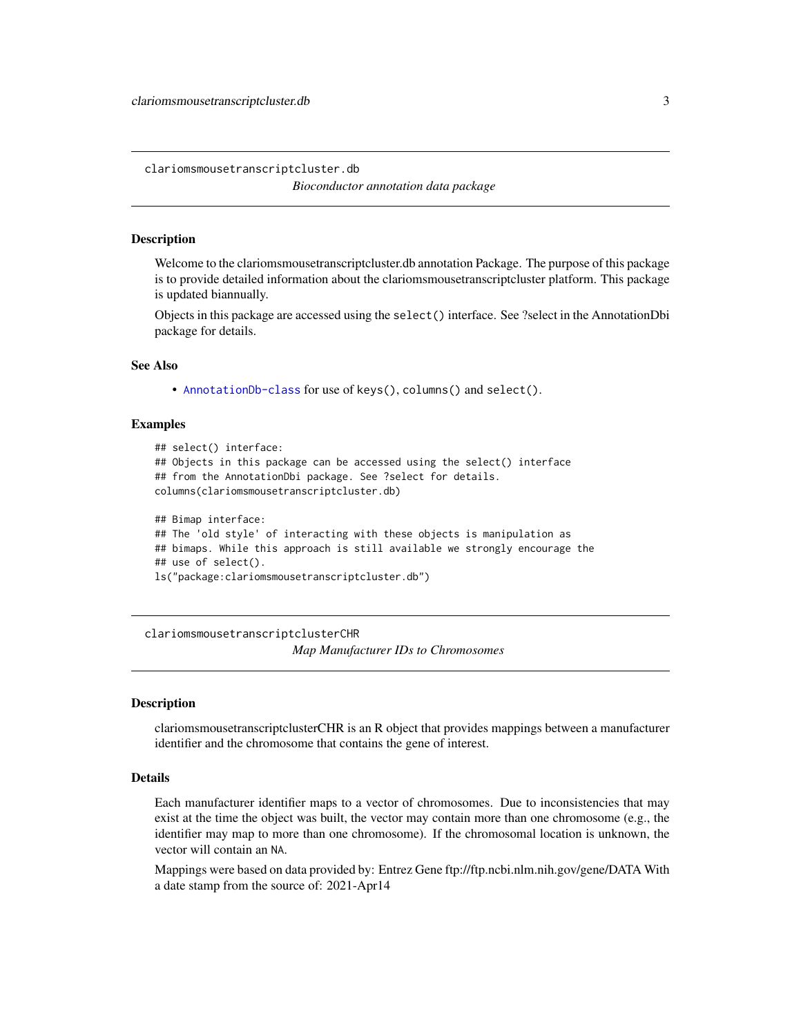```
clariomsmousetranscriptcluster.db
```

*Bioconductor annotation data package*

## Description

Welcome to the clariomsmousetranscriptcluster.db annotation Package. The purpose of this package is to provide detailed information about the clariomsmousetranscriptcluster platform. This package is updated biannually.

Objects in this package are accessed using the `select()` interface. See ?select in the AnnotationDbi package for details.

## See Also

- `AnnotationDb-class` for use of `keys()`, `columns()` and `select()`.

## Examples

```
## select() interface:
## Objects in this package can be accessed using the select() interface
## from the AnnotationDbi package. See ?select for details.
columns(clariomsmousetranscriptcluster.db)

## Bimap interface:
## The 'old style' of interacting with these objects is manipulation as
## bimaps. While this approach is still available we strongly encourage the
## use of select().
ls("package:clariomsmousetranscriptcluster.db")
```

---

```
clariomsmousetranscriptclusterCHR
```

*Map Manufacturer IDs to Chromosomes*

## Description

clariomsmousetranscriptclusterCHR is an R object that provides mappings between a manufacturer identifier and the chromosome that contains the gene of interest.

## Details

Each manufacturer identifier maps to a vector of chromosomes. Due to inconsistencies that may exist at the time the object was built, the vector may contain more than one chromosome (e.g., the identifier may map to more than one chromosome). If the chromosomal location is unknown, the vector will contain an `NA`.

Mappings were based on data provided by: Entrez Gene ftp://ftp.ncbi.nlm.nih.gov/gene/DATA With a date stamp from the source of: 2021-Apr14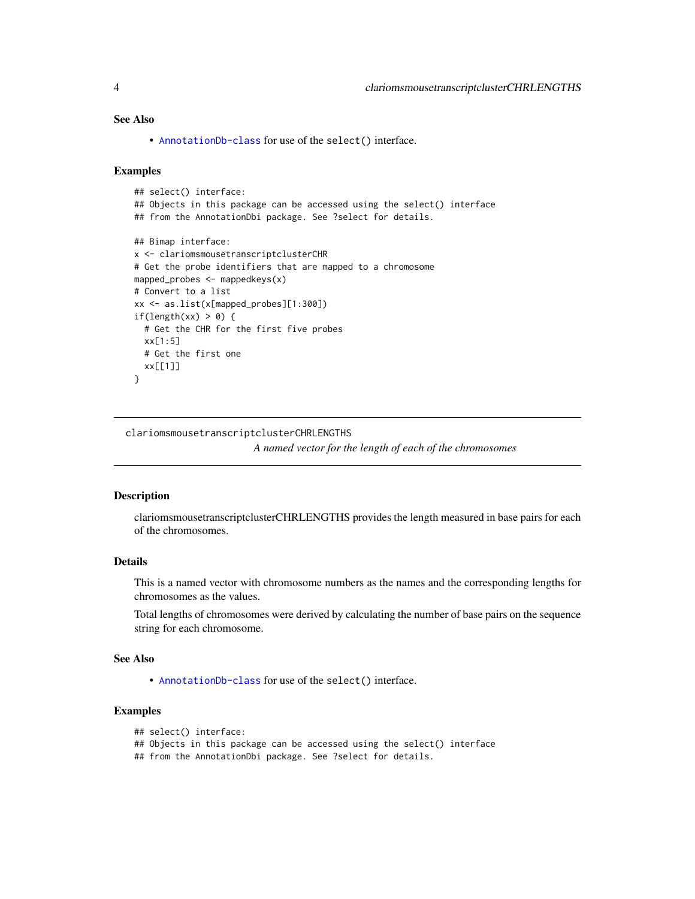### See Also

- `AnnotationDb-class` for use of the `select()` interface.

### Examples

```
## select() interface:
## Objects in this package can be accessed using the select() interface
## from the AnnotationDbi package. See ?select for details.

## Bimap interface:
x <- clariomsmousetranscriptclusterCHR
# Get the probe identifiers that are mapped to a chromosome
mapped_probes <- mappedkeys(x)
# Convert to a list
xx <- as.list(x[mapped_probes][1:300])
if(length(xx) > 0) {
  # Get the CHR for the first five probes
  xx[1:5]
  # Get the first one
  xx[[1]]
}
```

---

## clariomsmousetranscriptclusterCHRLENGTHS

*A named vector for the length of each of the chromosomes*

---

### Description

clariomsmousetranscriptclusterCHRLENGTHS provides the length measured in base pairs for each of the chromosomes.

### Details

This is a named vector with chromosome numbers as the names and the corresponding lengths for chromosomes as the values.

Total lengths of chromosomes were derived by calculating the number of base pairs on the sequence string for each chromosome.

### See Also

- `AnnotationDb-class` for use of the `select()` interface.

### Examples

```
## select() interface:
## Objects in this package can be accessed using the select() interface
## from the AnnotationDbi package. See ?select for details.
```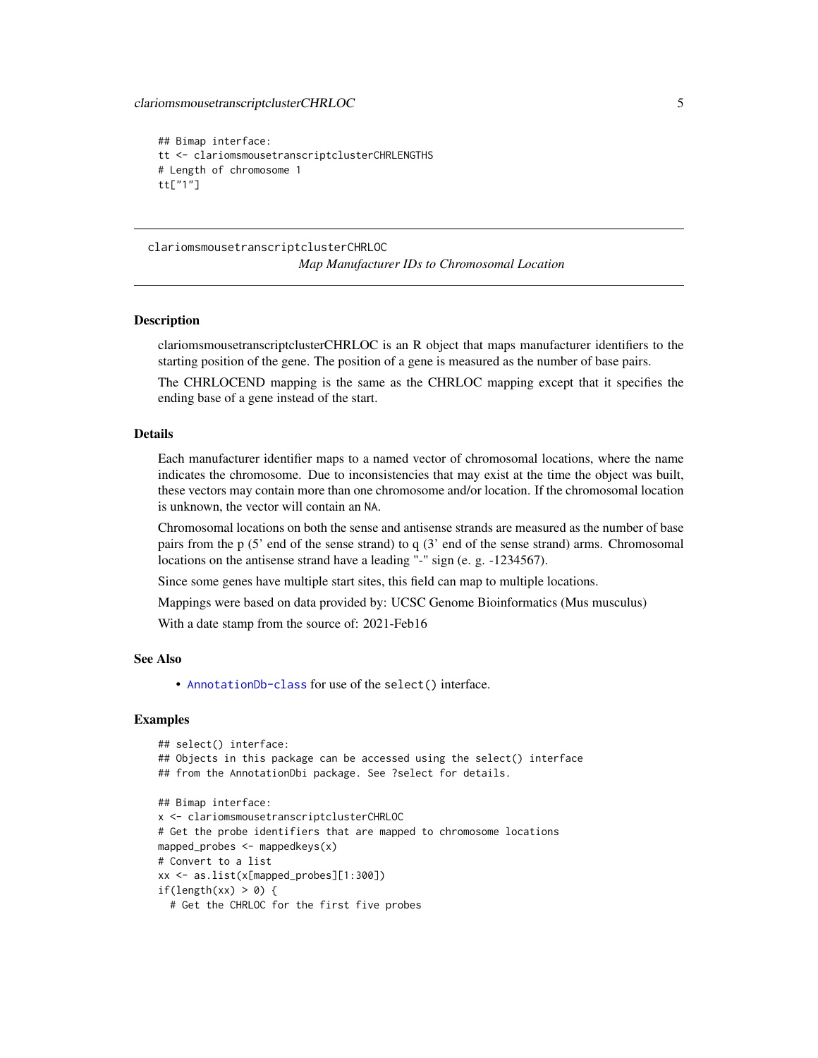```
## Bimap interface:
tt <- clariomsmousetranscriptclusterCHRLENGTHS
# Length of chromosome 1
tt["1"]
```

## clariomsmousetranscriptclusterCHRLOC

*Map Manufacturer IDs to Chromosomal Location*

### Description

clariomsmousetranscriptclusterCHRLOC is an R object that maps manufacturer identifiers to the starting position of the gene. The position of a gene is measured as the number of base pairs.

The CHRLOCEND mapping is the same as the CHRLOC mapping except that it specifies the ending base of a gene instead of the start.

### Details

Each manufacturer identifier maps to a named vector of chromosomal locations, where the name indicates the chromosome. Due to inconsistencies that may exist at the time the object was built, these vectors may contain more than one chromosome and/or location. If the chromosomal location is unknown, the vector will contain an NA.

Chromosomal locations on both the sense and antisense strands are measured as the number of base pairs from the p (5' end of the sense strand) to q (3' end of the sense strand) arms. Chromosomal locations on the antisense strand have a leading "-" sign (e. g. -1234567).

Since some genes have multiple start sites, this field can map to multiple locations.

Mappings were based on data provided by: UCSC Genome Bioinformatics (Mus musculus)

With a date stamp from the source of: 2021-Feb16

### See Also

- AnnotationDb-class for use of the select() interface.

### Examples

```
## select() interface:
## Objects in this package can be accessed using the select() interface
## from the AnnotationDbi package. See ?select for details.

## Bimap interface:
x <- clariomsmousetranscriptclusterCHRLOC
# Get the probe identifiers that are mapped to chromosome locations
mapped_probes <- mappedkeys(x)
# Convert to a list
xx <- as.list(x[mapped_probes][1:300])
if(length(xx) > 0) {
  # Get the CHRLOC for the first five probes
```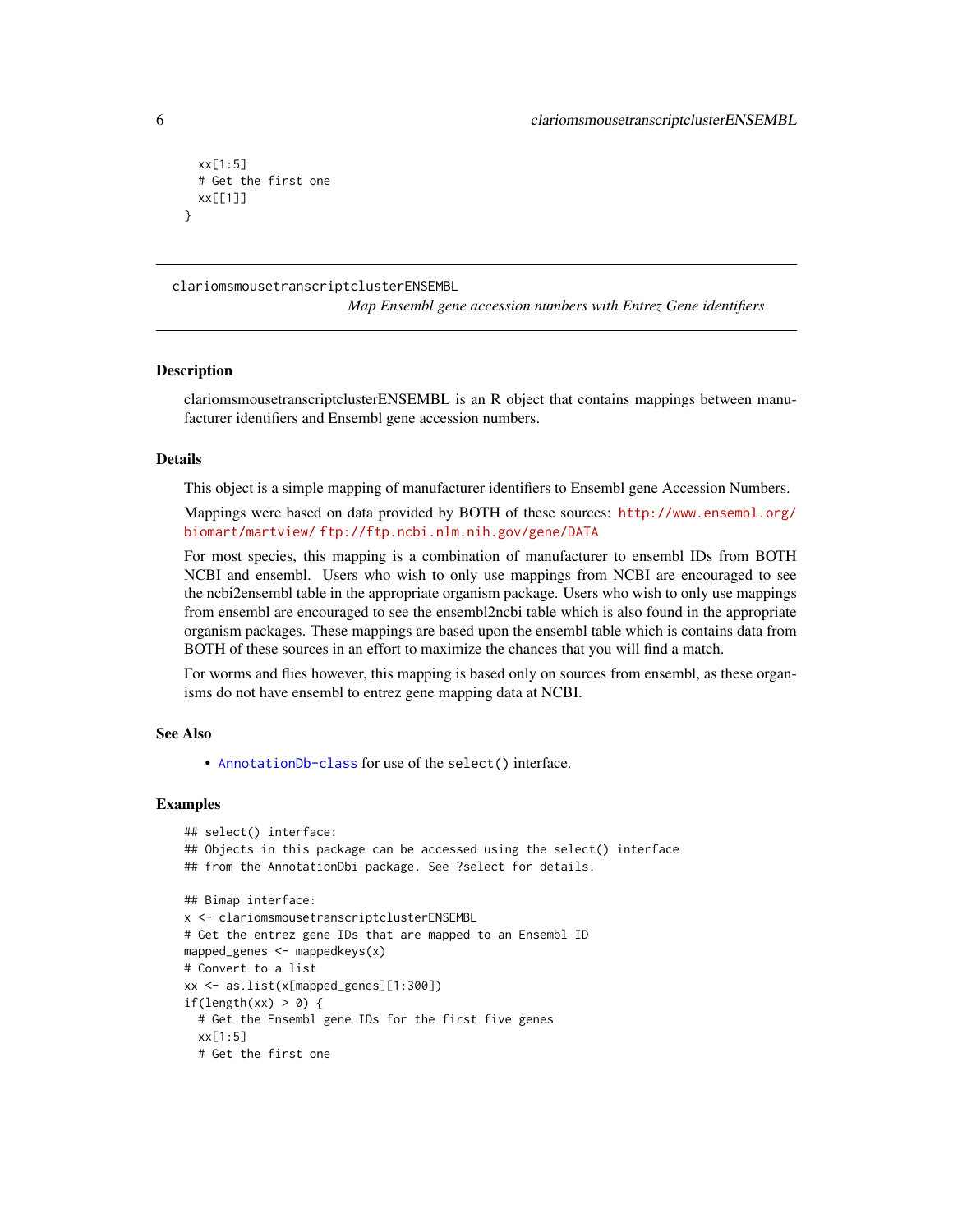```
  xx[1:5]
  # Get the first one
  xx[[1]]
}
```

---

clariomsmousetranscriptclusterENSEMBL

*Map Ensembl gene accession numbers with Entrez Gene identifiers*

---

## Description

clariomsmousetranscriptclusterENSEMBL is an R object that contains mappings between manufacturer identifiers and Ensembl gene accession numbers.

## Details

This object is a simple mapping of manufacturer identifiers to Ensembl gene Accession Numbers.

Mappings were based on data provided by BOTH of these sources: http://www.ensembl.org/biomart/martview/ ftp://ftp.ncbi.nlm.nih.gov/gene/DATA

For most species, this mapping is a combination of manufacturer to ensembl IDs from BOTH NCBI and ensembl. Users who wish to only use mappings from NCBI are encouraged to see the ncbi2ensembl table in the appropriate organism package. Users who wish to only use mappings from ensembl are encouraged to see the ensembl2ncbi table which is also found in the appropriate organism packages. These mappings are based upon the ensembl table which is contains data from BOTH of these sources in an effort to maximize the chances that you will find a match.

For worms and flies however, this mapping is based only on sources from ensembl, as these organisms do not have ensembl to entrez gene mapping data at NCBI.

## See Also

- AnnotationDb-class for use of the `select()` interface.

## Examples

```
## select() interface:
## Objects in this package can be accessed using the select() interface
## from the AnnotationDbi package. See ?select for details.

## Bimap interface:
x <- clariomsmousetranscriptclusterENSEMBL
# Get the entrez gene IDs that are mapped to an Ensembl ID
mapped_genes <- mappedkeys(x)
# Convert to a list
xx <- as.list(x[mapped_genes][1:300])
if(length(xx) > 0) {
  # Get the Ensembl gene IDs for the first five genes
  xx[1:5]
  # Get the first one
```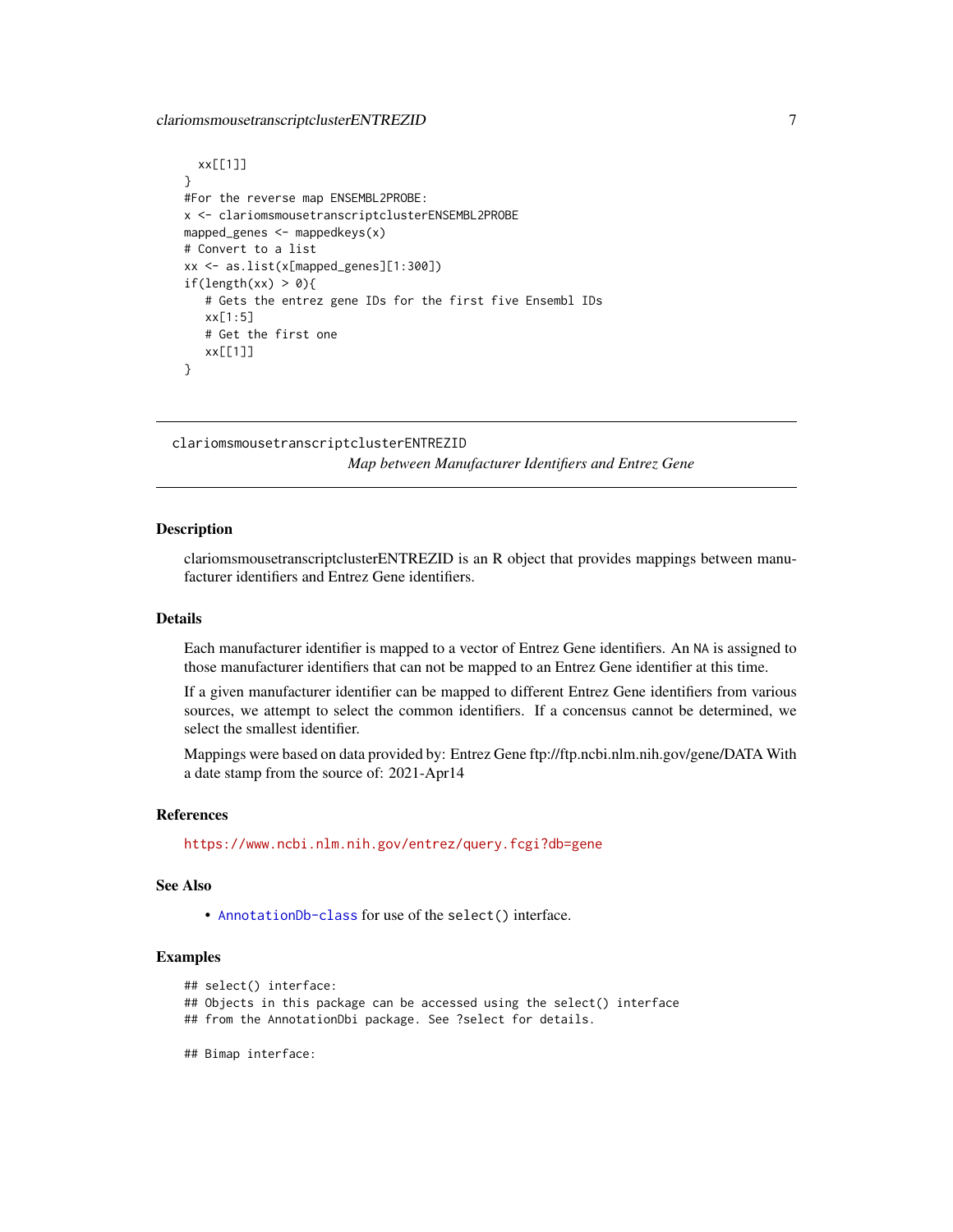```
  xx[[1]]
}
#For the reverse map ENSEMBL2PROBE:
x <- clariomsmousetranscriptclusterENSEMBL2PROBE
mapped_genes <- mappedkeys(x)
# Convert to a list
xx <- as.list(x[mapped_genes][1:300])
if(length(xx) > 0){
   # Gets the entrez gene IDs for the first five Ensembl IDs
   xx[1:5]
   # Get the first one
   xx[[1]]
}
```

---

## clariomsmousetranscriptclusterENTREZID *Map between Manufacturer Identifiers and Entrez Gene*

---

### Description

clariomsmousetranscriptclusterENTREZID is an R object that provides mappings between manufacturer identifiers and Entrez Gene identifiers.

### Details

Each manufacturer identifier is mapped to a vector of Entrez Gene identifiers. An NA is assigned to those manufacturer identifiers that can not be mapped to an Entrez Gene identifier at this time.

If a given manufacturer identifier can be mapped to different Entrez Gene identifiers from various sources, we attempt to select the common identifiers. If a concensus cannot be determined, we select the smallest identifier.

Mappings were based on data provided by: Entrez Gene ftp://ftp.ncbi.nlm.nih.gov/gene/DATA With a date stamp from the source of: 2021-Apr14

### References

https://www.ncbi.nlm.nih.gov/entrez/query.fcgi?db=gene

### See Also

- AnnotationDb-class for use of the select() interface.

### Examples

```
## select() interface:
## Objects in this package can be accessed using the select() interface
## from the AnnotationDbi package. See ?select for details.

## Bimap interface:
```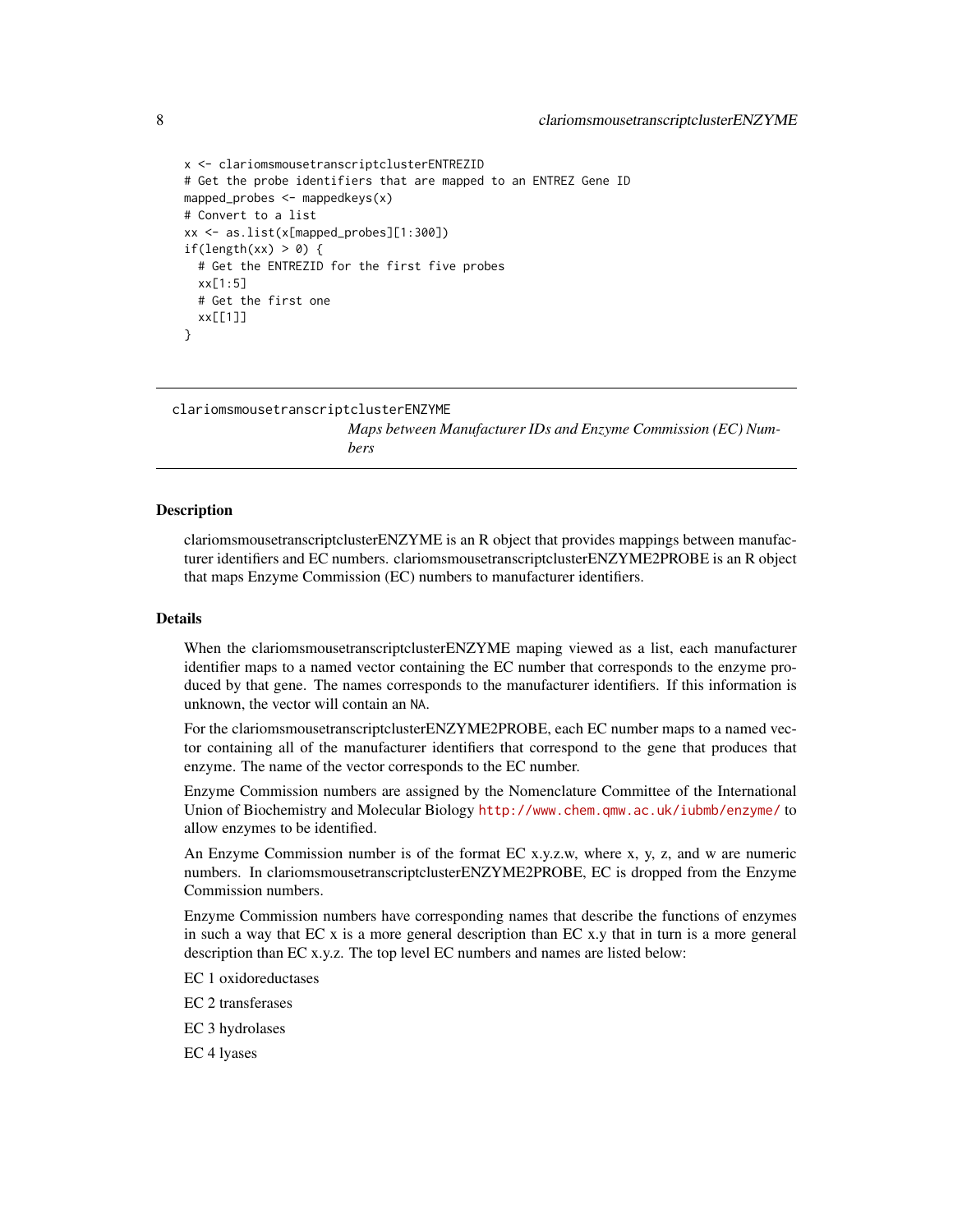```
x <- clariomsmousetranscriptclusterENTREZID
# Get the probe identifiers that are mapped to an ENTREZ Gene ID
mapped_probes <- mappedkeys(x)
# Convert to a list
xx <- as.list(x[mapped_probes][1:300])
if(length(xx) > 0) {
  # Get the ENTREZID for the first five probes
  xx[1:5]
  # Get the first one
  xx[[1]]
}
```

---

clariomsmousetranscriptclusterENZYME

*Maps between Manufacturer IDs and Enzyme Commission (EC) Numbers*

---

## Description

clariomsmousetranscriptclusterENZYME is an R object that provides mappings between manufacturer identifiers and EC numbers. clariomsmousetranscriptclusterENZYME2PROBE is an R object that maps Enzyme Commission (EC) numbers to manufacturer identifiers.

## Details

When the clariomsmousetranscriptclusterENZYME maping viewed as a list, each manufacturer identifier maps to a named vector containing the EC number that corresponds to the enzyme produced by that gene. The names corresponds to the manufacturer identifiers. If this information is unknown, the vector will contain an `NA`.

For the clariomsmousetranscriptclusterENZYME2PROBE, each EC number maps to a named vector containing all of the manufacturer identifiers that correspond to the gene that produces that enzyme. The name of the vector corresponds to the EC number.

Enzyme Commission numbers are assigned by the Nomenclature Committee of the International Union of Biochemistry and Molecular Biology http://www.chem.qmw.ac.uk/iubmb/enzyme/ to allow enzymes to be identified.

An Enzyme Commission number is of the format EC x.y.z.w, where x, y, z, and w are numeric numbers. In clariomsmousetranscriptclusterENZYME2PROBE, EC is dropped from the Enzyme Commission numbers.

Enzyme Commission numbers have corresponding names that describe the functions of enzymes in such a way that EC x is a more general description than EC x.y that in turn is a more general description than EC x.y.z. The top level EC numbers and names are listed below:

EC 1 oxidoreductases

EC 2 transferases

EC 3 hydrolases

EC 4 lyases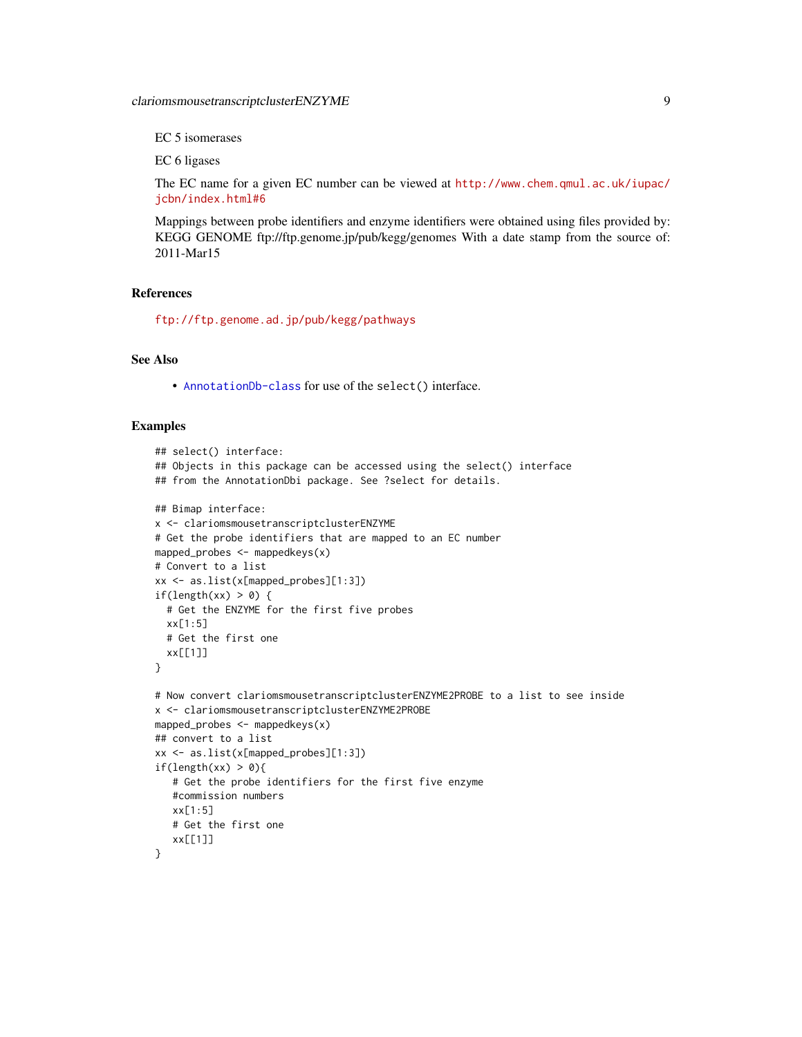EC 5 isomerases

EC 6 ligases

The EC name for a given EC number can be viewed at http://www.chem.qmul.ac.uk/iupac/jcbn/index.html#6

Mappings between probe identifiers and enzyme identifiers were obtained using files provided by: KEGG GENOME ftp://ftp.genome.jp/pub/kegg/genomes With a date stamp from the source of: 2011-Mar15

## References

ftp://ftp.genome.ad.jp/pub/kegg/pathways

## See Also

- AnnotationDb-class for use of the `select()` interface.

## Examples

```
## select() interface:
## Objects in this package can be accessed using the select() interface
## from the AnnotationDbi package. See ?select for details.

## Bimap interface:
x <- clariomsmousetranscriptclusterENZYME
# Get the probe identifiers that are mapped to an EC number
mapped_probes <- mappedkeys(x)
# Convert to a list
xx <- as.list(x[mapped_probes][1:3])
if(length(xx) > 0) {
  # Get the ENZYME for the first five probes
  xx[1:5]
  # Get the first one
  xx[[1]]
}

# Now convert clariomsmousetranscriptclusterENZYME2PROBE to a list to see inside
x <- clariomsmousetranscriptclusterENZYME2PROBE
mapped_probes <- mappedkeys(x)
## convert to a list
xx <- as.list(x[mapped_probes][1:3])
if(length(xx) > 0){
   # Get the probe identifiers for the first five enzyme
   #commission numbers
   xx[1:5]
   # Get the first one
   xx[[1]]
}
```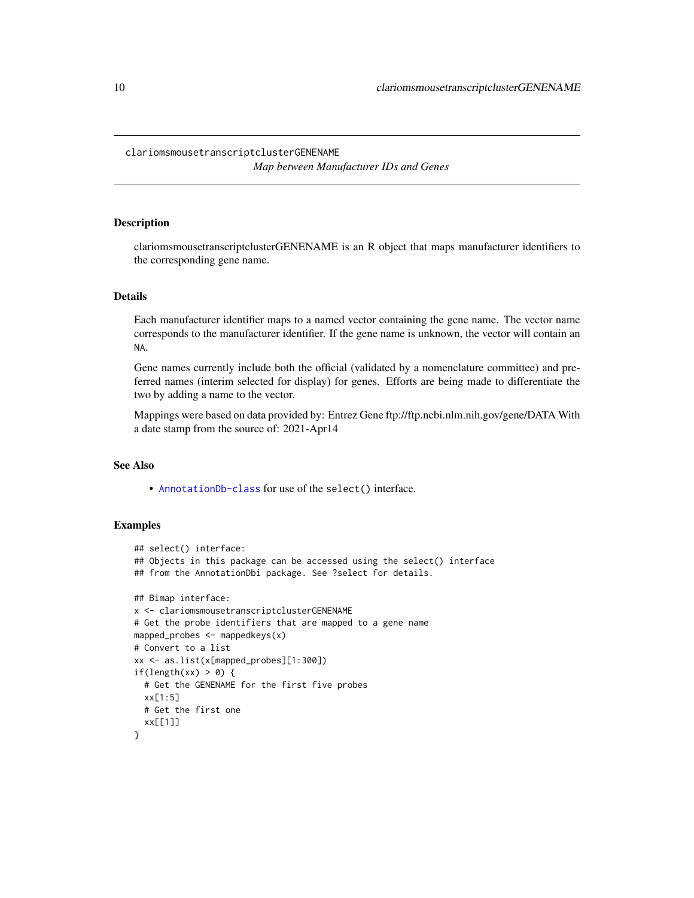## clariomsmousetranscriptclusterGENENAME

*Map between Manufacturer IDs and Genes*

### Description

clariomsmousetranscriptclusterGENENAME is an R object that maps manufacturer identifiers to the corresponding gene name.

### Details

Each manufacturer identifier maps to a named vector containing the gene name. The vector name corresponds to the manufacturer identifier. If the gene name is unknown, the vector will contain an `NA`.

Gene names currently include both the official (validated by a nomenclature committee) and preferred names (interim selected for display) for genes. Efforts are being made to differentiate the two by adding a name to the vector.

Mappings were based on data provided by: Entrez Gene ftp://ftp.ncbi.nlm.nih.gov/gene/DATA With a date stamp from the source of: 2021-Apr14

### See Also

- `AnnotationDb-class` for use of the `select()` interface.

### Examples

```
## select() interface:
## Objects in this package can be accessed using the select() interface
## from the AnnotationDbi package. See ?select for details.

## Bimap interface:
x <- clariomsmousetranscriptclusterGENENAME
# Get the probe identifiers that are mapped to a gene name
mapped_probes <- mappedkeys(x)
# Convert to a list
xx <- as.list(x[mapped_probes][1:300])
if(length(xx) > 0) {
  # Get the GENENAME for the first five probes
  xx[1:5]
  # Get the first one
  xx[[1]]
}
```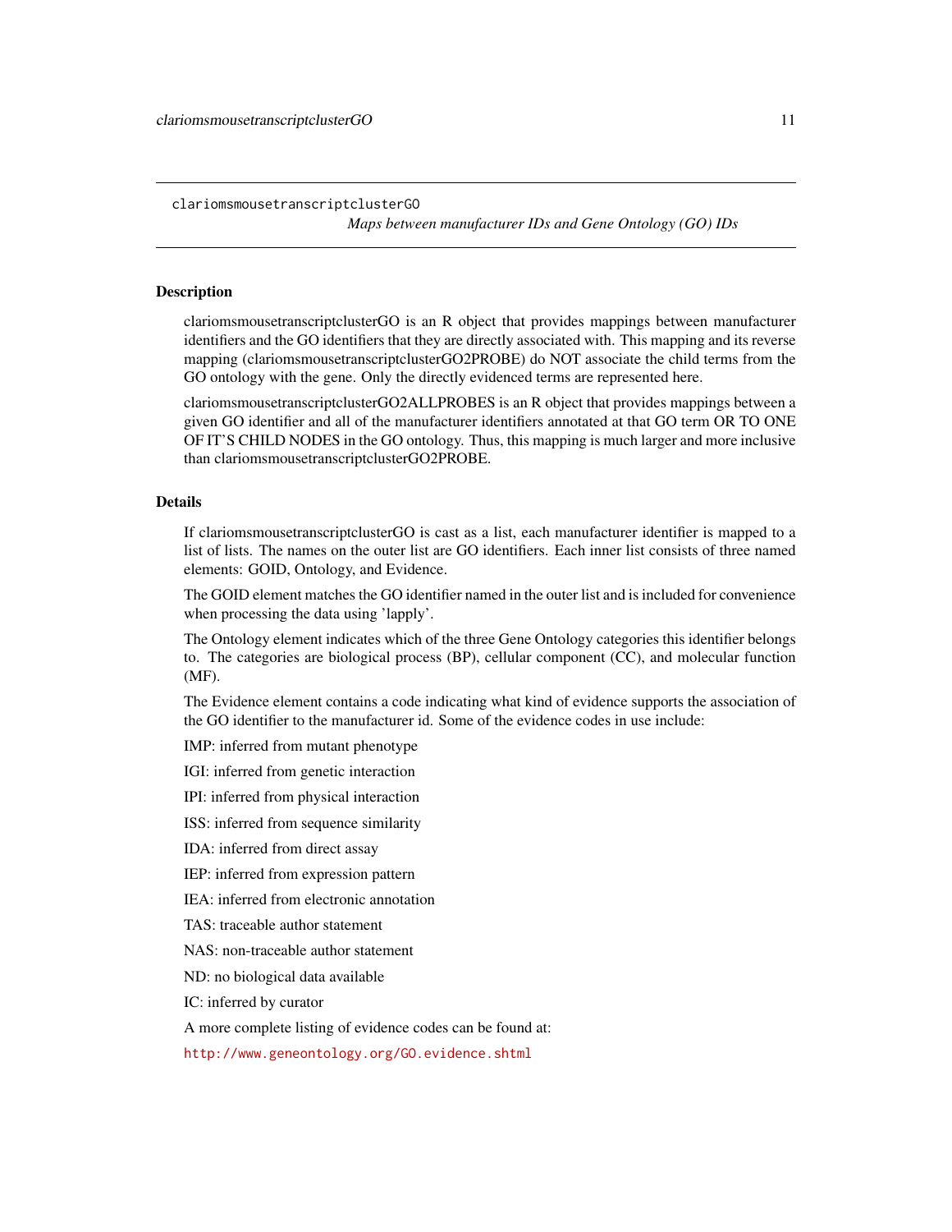## clariomsmousetranscriptclusterGO

*Maps between manufacturer IDs and Gene Ontology (GO) IDs*

### Description

clariomsmousetranscriptclusterGO is an R object that provides mappings between manufacturer identifiers and the GO identifiers that they are directly associated with. This mapping and its reverse mapping (clariomsmousetranscriptclusterGO2PROBE) do NOT associate the child terms from the GO ontology with the gene. Only the directly evidenced terms are represented here.

clariomsmousetranscriptclusterGO2ALLPROBES is an R object that provides mappings between a given GO identifier and all of the manufacturer identifiers annotated at that GO term OR TO ONE OF IT'S CHILD NODES in the GO ontology. Thus, this mapping is much larger and more inclusive than clariomsmousetranscriptclusterGO2PROBE.

### Details

If clariomsmousetranscriptclusterGO is cast as a list, each manufacturer identifier is mapped to a list of lists. The names on the outer list are GO identifiers. Each inner list consists of three named elements: GOID, Ontology, and Evidence.

The GOID element matches the GO identifier named in the outer list and is included for convenience when processing the data using 'lapply'.

The Ontology element indicates which of the three Gene Ontology categories this identifier belongs to. The categories are biological process (BP), cellular component (CC), and molecular function (MF).

The Evidence element contains a code indicating what kind of evidence supports the association of the GO identifier to the manufacturer id. Some of the evidence codes in use include:

IMP: inferred from mutant phenotype

IGI: inferred from genetic interaction

IPI: inferred from physical interaction

ISS: inferred from sequence similarity

IDA: inferred from direct assay

IEP: inferred from expression pattern

IEA: inferred from electronic annotation

TAS: traceable author statement

NAS: non-traceable author statement

ND: no biological data available

IC: inferred by curator

A more complete listing of evidence codes can be found at:

http://www.geneontology.org/GO.evidence.shtml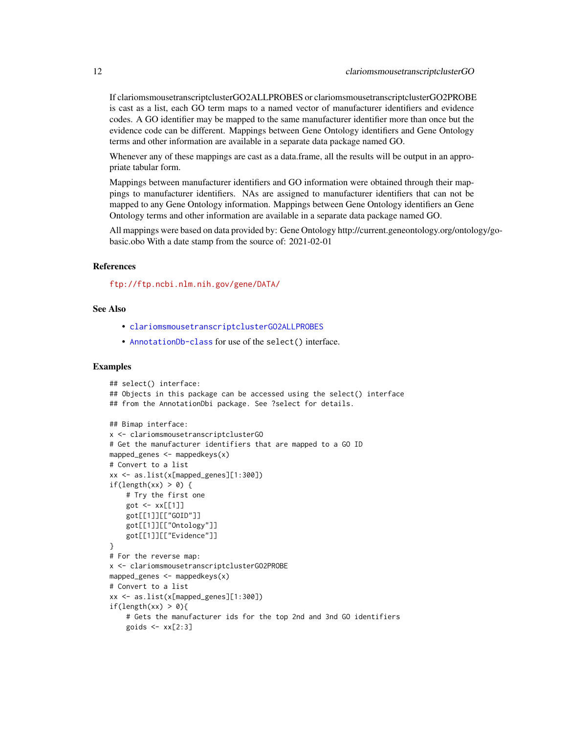If clariomsmousetranscriptclusterGO2ALLPROBES or clariomsmousetranscriptclusterGO2PROBE is cast as a list, each GO term maps to a named vector of manufacturer identifiers and evidence codes. A GO identifier may be mapped to the same manufacturer identifier more than once but the evidence code can be different. Mappings between Gene Ontology identifiers and Gene Ontology terms and other information are available in a separate data package named GO.

Whenever any of these mappings are cast as a data.frame, all the results will be output in an appropriate tabular form.

Mappings between manufacturer identifiers and GO information were obtained through their mappings to manufacturer identifiers. NAs are assigned to manufacturer identifiers that can not be mapped to any Gene Ontology information. Mappings between Gene Ontology identifiers an Gene Ontology terms and other information are available in a separate data package named GO.

All mappings were based on data provided by: Gene Ontology http://current.geneontology.org/ontology/go-basic.obo With a date stamp from the source of: 2021-02-01

## References

ftp://ftp.ncbi.nlm.nih.gov/gene/DATA/

## See Also

- clariomsmousetranscriptclusterGO2ALLPROBES
- AnnotationDb-class for use of the select() interface.

## Examples

```
## select() interface:
## Objects in this package can be accessed using the select() interface
## from the AnnotationDbi package. See ?select for details.

## Bimap interface:
x <- clariomsmousetranscriptclusterGO
# Get the manufacturer identifiers that are mapped to a GO ID
mapped_genes <- mappedkeys(x)
# Convert to a list
xx <- as.list(x[mapped_genes][1:300])
if(length(xx) > 0) {
    # Try the first one
    got <- xx[[1]]
    got[[1]][["GOID"]]
    got[[1]][["Ontology"]]
    got[[1]][["Evidence"]]
}
# For the reverse map:
x <- clariomsmousetranscriptclusterGO2PROBE
mapped_genes <- mappedkeys(x)
# Convert to a list
xx <- as.list(x[mapped_genes][1:300])
if(length(xx) > 0){
    # Gets the manufacturer ids for the top 2nd and 3nd GO identifiers
    goids <- xx[2:3]
```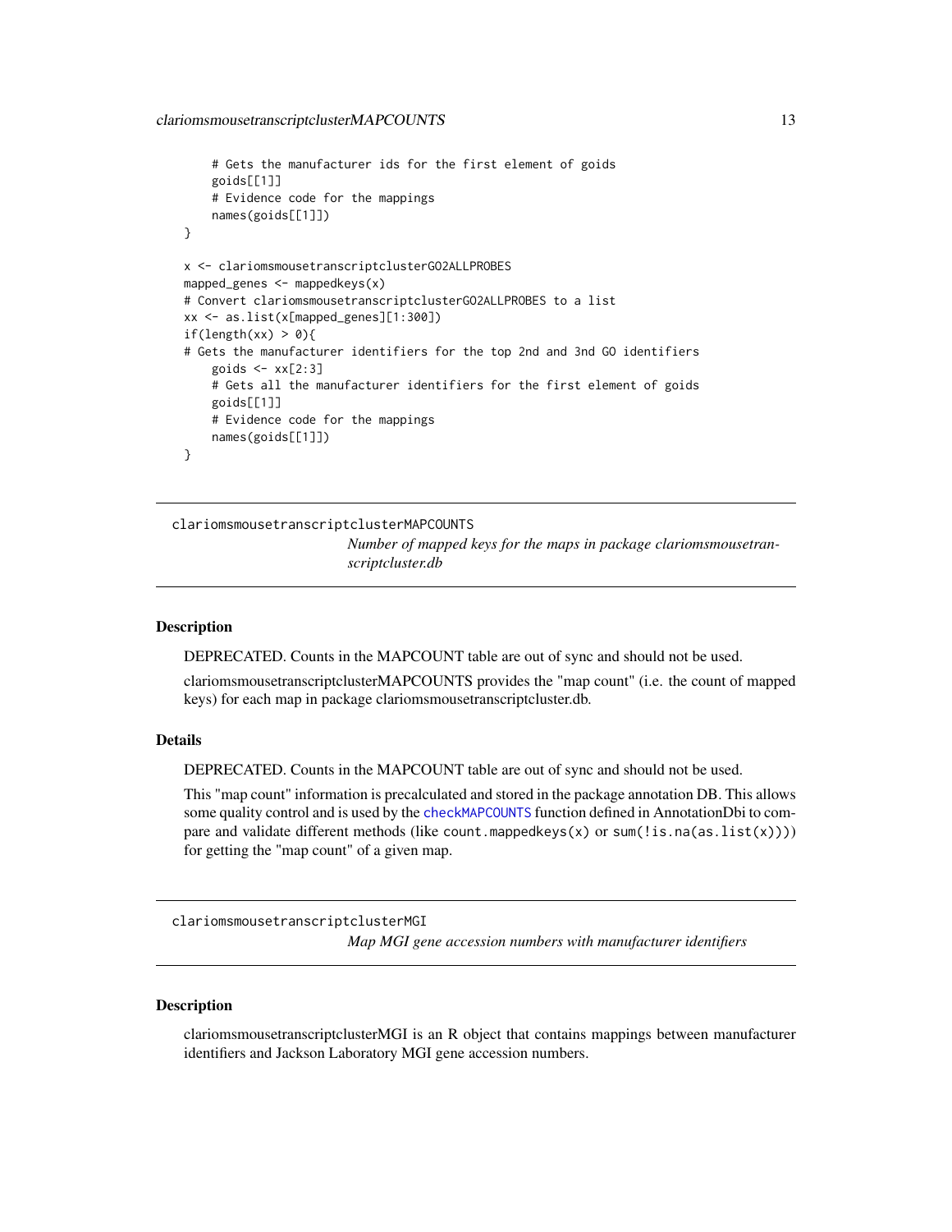```
    # Gets the manufacturer ids for the first element of goids
    goids[[1]]
    # Evidence code for the mappings
    names(goids[[1]])
}

x <- clariomsmousetranscriptclusterGO2ALLPROBES
mapped_genes <- mappedkeys(x)
# Convert clariomsmousetranscriptclusterGO2ALLPROBES to a list
xx <- as.list(x[mapped_genes][1:300])
if(length(xx) > 0){
# Gets the manufacturer identifiers for the top 2nd and 3nd GO identifiers
    goids <- xx[2:3]
    # Gets all the manufacturer identifiers for the first element of goids
    goids[[1]]
    # Evidence code for the mappings
    names(goids[[1]])
}
```

## clariomsmousetranscriptclusterMAPCOUNTS

*Number of mapped keys for the maps in package clariomsmousetranscriptcluster.db*

### Description

DEPRECATED. Counts in the MAPCOUNT table are out of sync and should not be used.

clariomsmousetranscriptclusterMAPCOUNTS provides the "map count" (i.e. the count of mapped keys) for each map in package clariomsmousetranscriptcluster.db.

### Details

DEPRECATED. Counts in the MAPCOUNT table are out of sync and should not be used.

This "map count" information is precalculated and stored in the package annotation DB. This allows some quality control and is used by the `checkMAPCOUNTS` function defined in AnnotationDbi to compare and validate different methods (like `count.mappedkeys(x)` or `sum(!is.na(as.list(x)))`) for getting the "map count" of a given map.

## clariomsmousetranscriptclusterMGI

*Map MGI gene accession numbers with manufacturer identifiers*

### Description

clariomsmousetranscriptclusterMGI is an R object that contains mappings between manufacturer identifiers and Jackson Laboratory MGI gene accession numbers.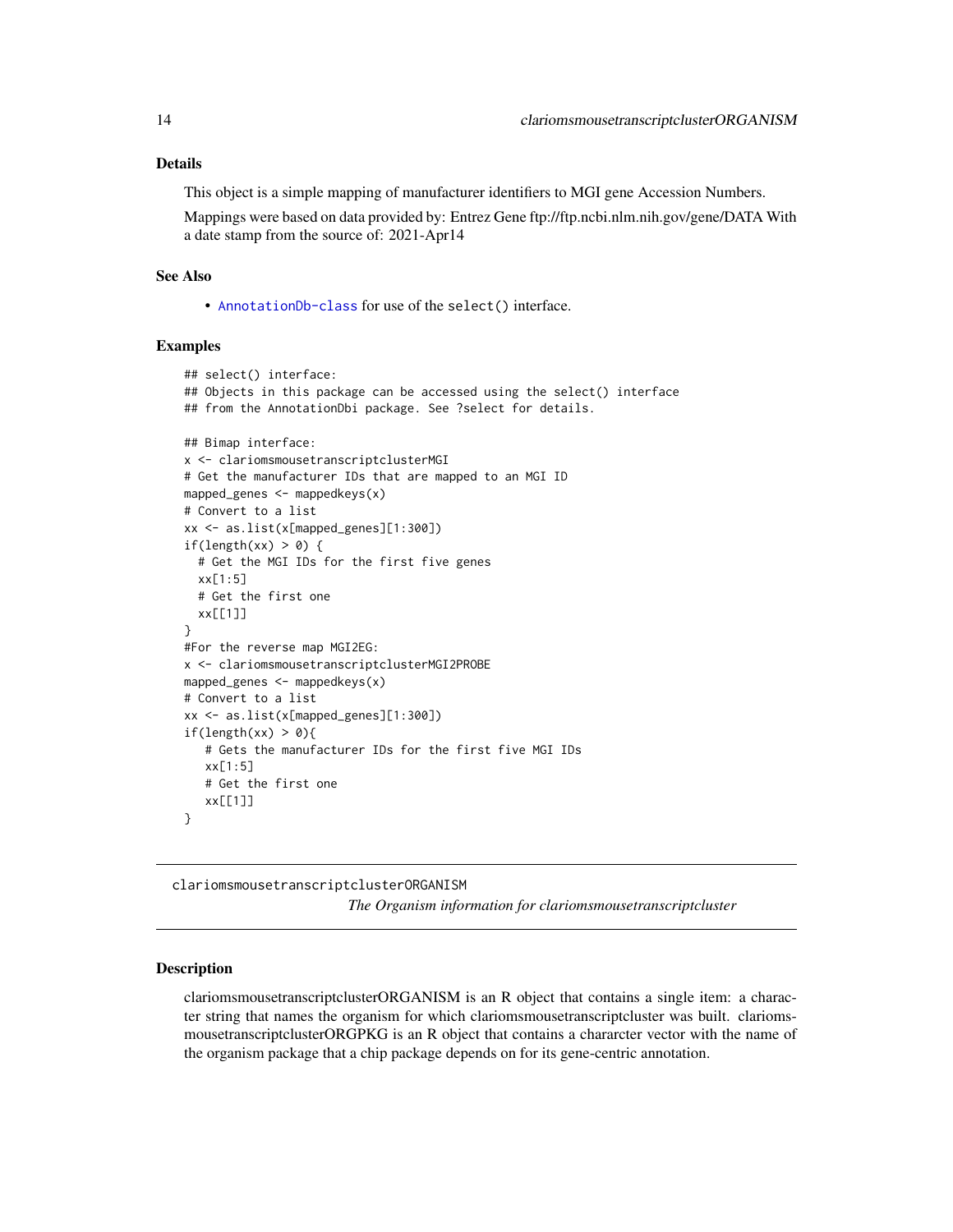## Details

This object is a simple mapping of manufacturer identifiers to MGI gene Accession Numbers.

Mappings were based on data provided by: Entrez Gene ftp://ftp.ncbi.nlm.nih.gov/gene/DATA With a date stamp from the source of: 2021-Apr14

## See Also

- AnnotationDb-class for use of the select() interface.

## Examples

```
## select() interface:
## Objects in this package can be accessed using the select() interface
## from the AnnotationDbi package. See ?select for details.

## Bimap interface:
x <- clariomsmousetranscriptclusterMGI
# Get the manufacturer IDs that are mapped to an MGI ID
mapped_genes <- mappedkeys(x)
# Convert to a list
xx <- as.list(x[mapped_genes][1:300])
if(length(xx) > 0) {
  # Get the MGI IDs for the first five genes
  xx[1:5]
  # Get the first one
  xx[[1]]
}
#For the reverse map MGI2EG:
x <- clariomsmousetranscriptclusterMGI2PROBE
mapped_genes <- mappedkeys(x)
# Convert to a list
xx <- as.list(x[mapped_genes][1:300])
if(length(xx) > 0){
   # Gets the manufacturer IDs for the first five MGI IDs
   xx[1:5]
   # Get the first one
   xx[[1]]
}
```

---

# clariomsmousetranscriptclusterORGANISM

*The Organism information for clariomsmousetranscriptcluster*

---

## Description

clariomsmousetranscriptclusterORGANISM is an R object that contains a single item: a character string that names the organism for which clariomsmousetranscriptcluster was built. clariomsmousetranscriptclusterORGPKG is an R object that contains a chararcter vector with the name of the organism package that a chip package depends on for its gene-centric annotation.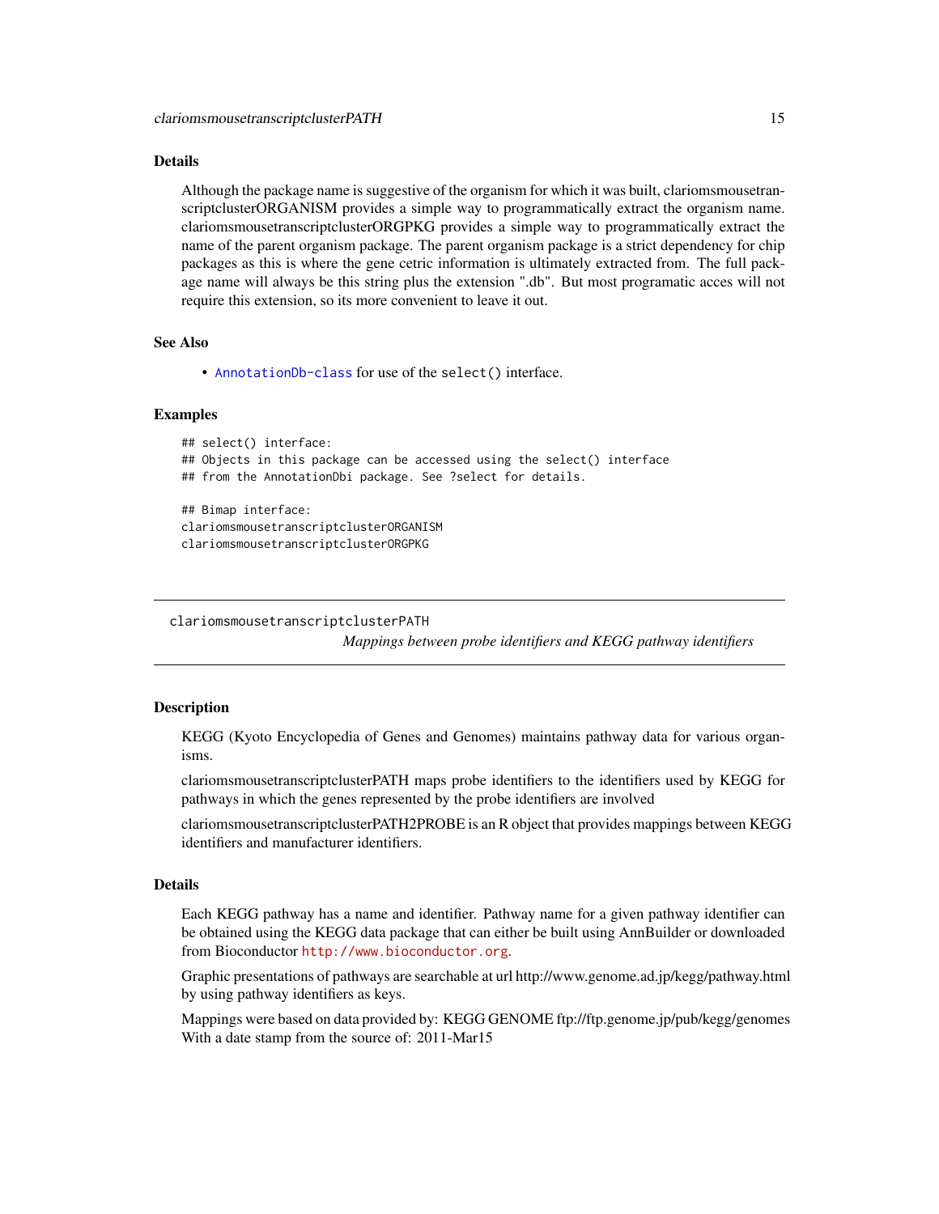## Details

Although the package name is suggestive of the organism for which it was built, clariomsmousetranscriptclusterORGANISM provides a simple way to programmatically extract the organism name. clariomsmousetranscriptclusterORGPKG provides a simple way to programmatically extract the name of the parent organism package. The parent organism package is a strict dependency for chip packages as this is where the gene cetric information is ultimately extracted from. The full package name will always be this string plus the extension ".db". But most programatic acces will not require this extension, so its more convenient to leave it out.

## See Also

- `AnnotationDb-class` for use of the `select()` interface.

## Examples

```
## select() interface:
## Objects in this package can be accessed using the select() interface
## from the AnnotationDbi package. See ?select for details.

## Bimap interface:
clariomsmousetranscriptclusterORGANISM
clariomsmousetranscriptclusterORGPKG
```

---

# clariomsmousetranscriptclusterPATH

*Mappings between probe identifiers and KEGG pathway identifiers*

---

## Description

KEGG (Kyoto Encyclopedia of Genes and Genomes) maintains pathway data for various organisms.

clariomsmousetranscriptclusterPATH maps probe identifiers to the identifiers used by KEGG for pathways in which the genes represented by the probe identifiers are involved

clariomsmousetranscriptclusterPATH2PROBE is an R object that provides mappings between KEGG identifiers and manufacturer identifiers.

## Details

Each KEGG pathway has a name and identifier. Pathway name for a given pathway identifier can be obtained using the KEGG data package that can either be built using AnnBuilder or downloaded from Bioconductor http://www.bioconductor.org.

Graphic presentations of pathways are searchable at url http://www.genome.ad.jp/kegg/pathway.html by using pathway identifiers as keys.

Mappings were based on data provided by: KEGG GENOME ftp://ftp.genome.jp/pub/kegg/genomes With a date stamp from the source of: 2011-Mar15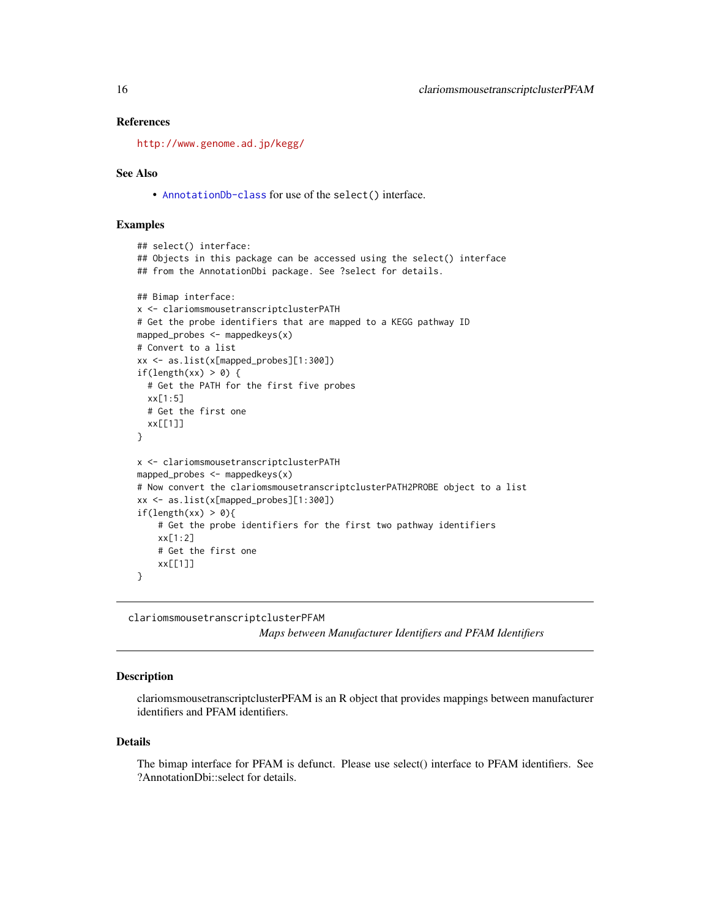## References

http://www.genome.ad.jp/kegg/

## See Also

- AnnotationDb-class for use of the select() interface.

## Examples

```
## select() interface:
## Objects in this package can be accessed using the select() interface
## from the AnnotationDbi package. See ?select for details.

## Bimap interface:
x <- clariomsmousetranscriptclusterPATH
# Get the probe identifiers that are mapped to a KEGG pathway ID
mapped_probes <- mappedkeys(x)
# Convert to a list
xx <- as.list(x[mapped_probes][1:300])
if(length(xx) > 0) {
  # Get the PATH for the first five probes
  xx[1:5]
  # Get the first one
  xx[[1]]
}

x <- clariomsmousetranscriptclusterPATH
mapped_probes <- mappedkeys(x)
# Now convert the clariomsmousetranscriptclusterPATH2PROBE object to a list
xx <- as.list(x[mapped_probes][1:300])
if(length(xx) > 0){
    # Get the probe identifiers for the first two pathway identifiers
    xx[1:2]
    # Get the first one
    xx[[1]]
}
```

---

# clariomsmousetranscriptclusterPFAM

*Maps between Manufacturer Identifiers and PFAM Identifiers*

## Description

clariomsmousetranscriptclusterPFAM is an R object that provides mappings between manufacturer identifiers and PFAM identifiers.

## Details

The bimap interface for PFAM is defunct. Please use select() interface to PFAM identifiers. See ?AnnotationDbi::select for details.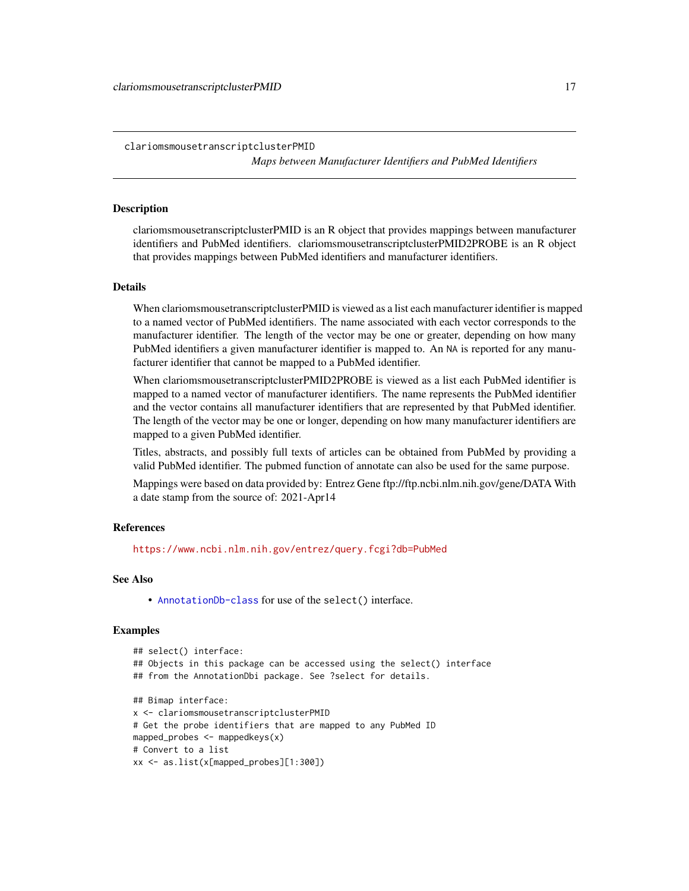clariomsmousetranscriptclusterPMID

*Maps between Manufacturer Identifiers and PubMed Identifiers*

## Description

clariomsmousetranscriptclusterPMID is an R object that provides mappings between manufacturer identifiers and PubMed identifiers. clariomsmousetranscriptclusterPMID2PROBE is an R object that provides mappings between PubMed identifiers and manufacturer identifiers.

## Details

When clariomsmousetranscriptclusterPMID is viewed as a list each manufacturer identifier is mapped to a named vector of PubMed identifiers. The name associated with each vector corresponds to the manufacturer identifier. The length of the vector may be one or greater, depending on how many PubMed identifiers a given manufacturer identifier is mapped to. An `NA` is reported for any manufacturer identifier that cannot be mapped to a PubMed identifier.

When clariomsmousetranscriptclusterPMID2PROBE is viewed as a list each PubMed identifier is mapped to a named vector of manufacturer identifiers. The name represents the PubMed identifier and the vector contains all manufacturer identifiers that are represented by that PubMed identifier. The length of the vector may be one or longer, depending on how many manufacturer identifiers are mapped to a given PubMed identifier.

Titles, abstracts, and possibly full texts of articles can be obtained from PubMed by providing a valid PubMed identifier. The pubmed function of annotate can also be used for the same purpose.

Mappings were based on data provided by: Entrez Gene ftp://ftp.ncbi.nlm.nih.gov/gene/DATA With a date stamp from the source of: 2021-Apr14

## References

https://www.ncbi.nlm.nih.gov/entrez/query.fcgi?db=PubMed

## See Also

- `AnnotationDb-class` for use of the `select()` interface.

## Examples

```
## select() interface:
## Objects in this package can be accessed using the select() interface
## from the AnnotationDbi package. See ?select for details.

## Bimap interface:
x <- clariomsmousetranscriptclusterPMID
# Get the probe identifiers that are mapped to any PubMed ID
mapped_probes <- mappedkeys(x)
# Convert to a list
xx <- as.list(x[mapped_probes][1:300])
```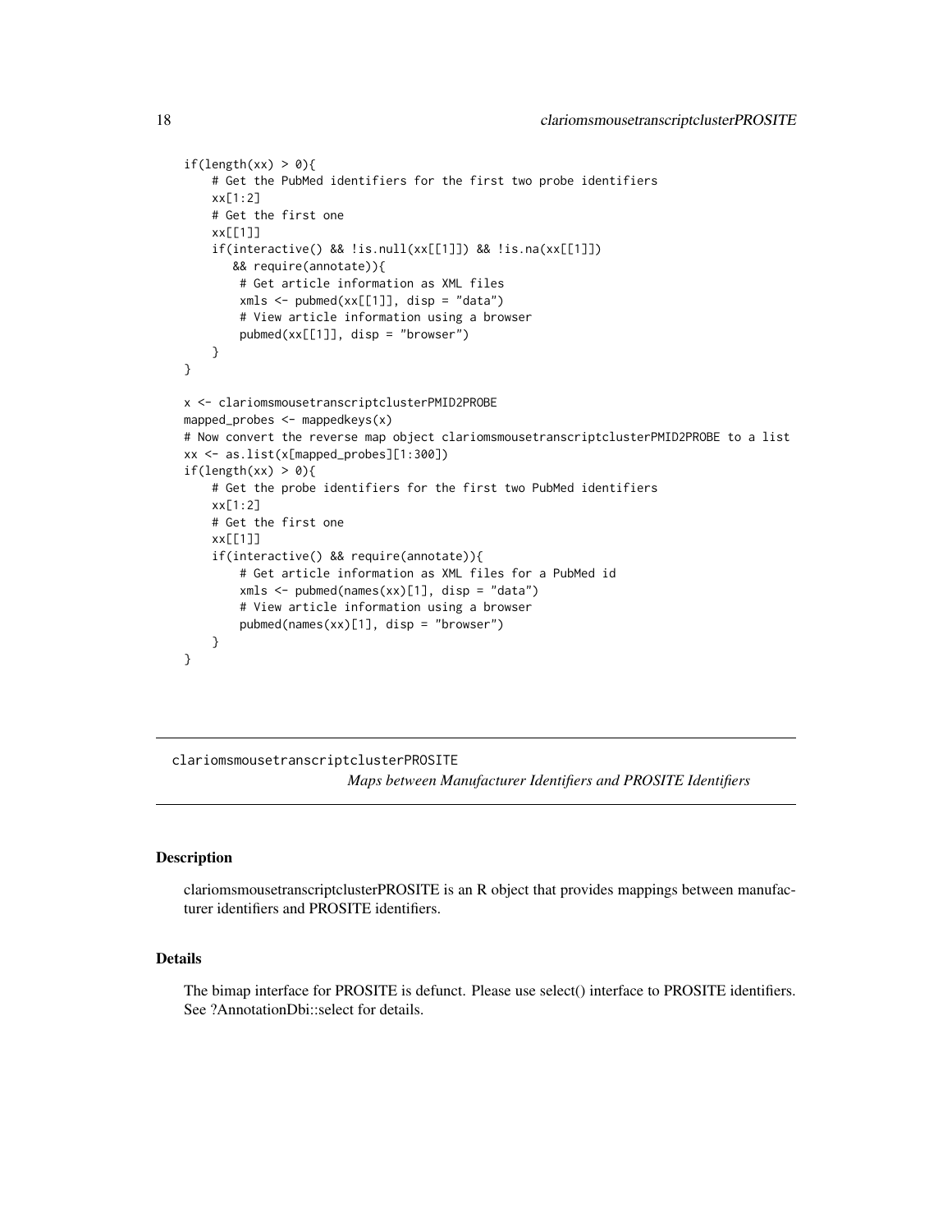```
if(length(xx) > 0){
    # Get the PubMed identifiers for the first two probe identifiers
    xx[1:2]
    # Get the first one
    xx[[1]]
    if(interactive() && !is.null(xx[[1]]) && !is.na(xx[[1]])
       && require(annotate)){
        # Get article information as XML files
        xmls <- pubmed(xx[[1]], disp = "data")
        # View article information using a browser
        pubmed(xx[[1]], disp = "browser")
    }
}

x <- clariomsmousetranscriptclusterPMID2PROBE
mapped_probes <- mappedkeys(x)
# Now convert the reverse map object clariomsmousetranscriptclusterPMID2PROBE to a list
xx <- as.list(x[mapped_probes][1:300])
if(length(xx) > 0){
    # Get the probe identifiers for the first two PubMed identifiers
    xx[1:2]
    # Get the first one
    xx[[1]]
    if(interactive() && require(annotate)){
        # Get article information as XML files for a PubMed id
        xmls <- pubmed(names(xx)[1], disp = "data")
        # View article information using a browser
        pubmed(names(xx)[1], disp = "browser")
    }
}
```

## clariomsmousetranscriptclusterPROSITE

*Maps between Manufacturer Identifiers and PROSITE Identifiers*

### Description

clariomsmousetranscriptclusterPROSITE is an R object that provides mappings between manufacturer identifiers and PROSITE identifiers.

### Details

The bimap interface for PROSITE is defunct. Please use select() interface to PROSITE identifiers. See ?AnnotationDbi::select for details.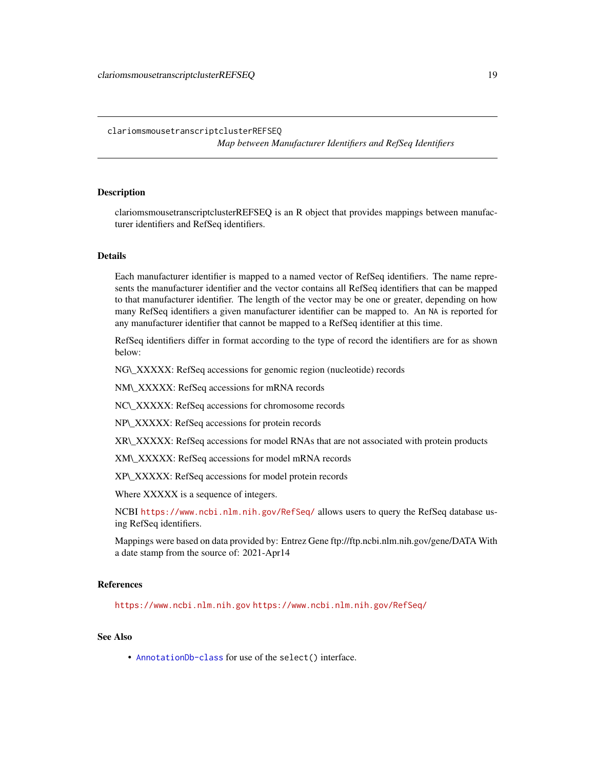## clariomsmousetranscriptclusterREFSEQ

*Map between Manufacturer Identifiers and RefSeq Identifiers*

### Description

clariomsmousetranscriptclusterREFSEQ is an R object that provides mappings between manufacturer identifiers and RefSeq identifiers.

### Details

Each manufacturer identifier is mapped to a named vector of RefSeq identifiers. The name represents the manufacturer identifier and the vector contains all RefSeq identifiers that can be mapped to that manufacturer identifier. The length of the vector may be one or greater, depending on how many RefSeq identifiers a given manufacturer identifier can be mapped to. An NA is reported for any manufacturer identifier that cannot be mapped to a RefSeq identifier at this time.

RefSeq identifiers differ in format according to the type of record the identifiers are for as shown below:

NG\_XXXXX: RefSeq accessions for genomic region (nucleotide) records

NM\_XXXXX: RefSeq accessions for mRNA records

NC\_XXXXX: RefSeq accessions for chromosome records

NP\_XXXXX: RefSeq accessions for protein records

XR\_XXXXX: RefSeq accessions for model RNAs that are not associated with protein products

XM\_XXXXX: RefSeq accessions for model mRNA records

XP\_XXXXX: RefSeq accessions for model protein records

Where XXXXX is a sequence of integers.

NCBI https://www.ncbi.nlm.nih.gov/RefSeq/ allows users to query the RefSeq database using RefSeq identifiers.

Mappings were based on data provided by: Entrez Gene ftp://ftp.ncbi.nlm.nih.gov/gene/DATA With a date stamp from the source of: 2021-Apr14

### References

https://www.ncbi.nlm.nih.gov https://www.ncbi.nlm.nih.gov/RefSeq/

### See Also

- AnnotationDb-class for use of the select() interface.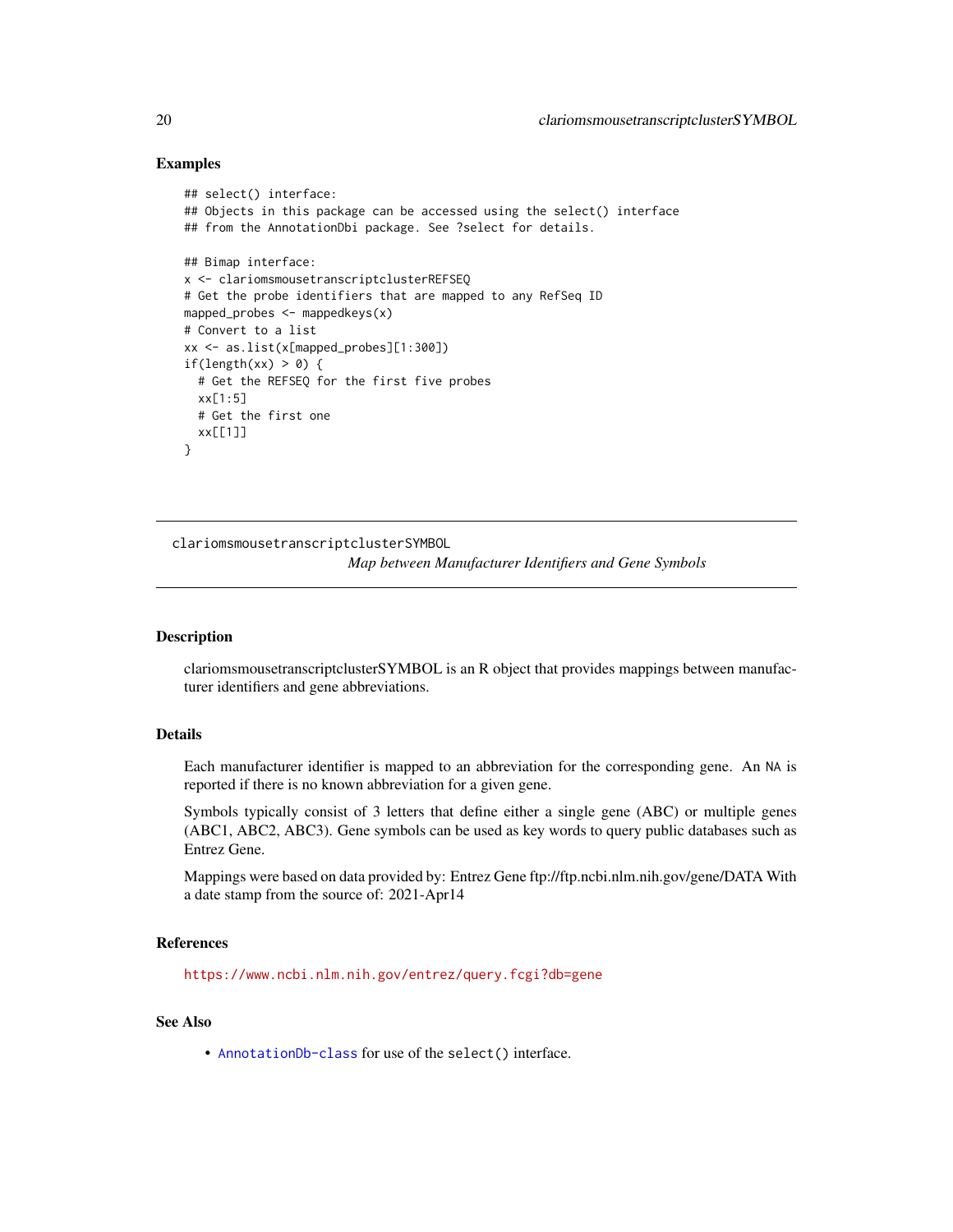### Examples

```
## select() interface:
## Objects in this package can be accessed using the select() interface
## from the AnnotationDbi package. See ?select for details.

## Bimap interface:
x <- clariomsmousetranscriptclusterREFSEQ
# Get the probe identifiers that are mapped to any RefSeq ID
mapped_probes <- mappedkeys(x)
# Convert to a list
xx <- as.list(x[mapped_probes][1:300])
if(length(xx) > 0) {
  # Get the REFSEQ for the first five probes
  xx[1:5]
  # Get the first one
  xx[[1]]
}
```

---

## clariomsmousetranscriptclusterSYMBOL

*Map between Manufacturer Identifiers and Gene Symbols*

---

### Description

clariomsmousetranscriptclusterSYMBOL is an R object that provides mappings between manufacturer identifiers and gene abbreviations.

### Details

Each manufacturer identifier is mapped to an abbreviation for the corresponding gene. An NA is reported if there is no known abbreviation for a given gene.

Symbols typically consist of 3 letters that define either a single gene (ABC) or multiple genes (ABC1, ABC2, ABC3). Gene symbols can be used as key words to query public databases such as Entrez Gene.

Mappings were based on data provided by: Entrez Gene ftp://ftp.ncbi.nlm.nih.gov/gene/DATA With a date stamp from the source of: 2021-Apr14

### References

https://www.ncbi.nlm.nih.gov/entrez/query.fcgi?db=gene

### See Also

- AnnotationDb-class for use of the select() interface.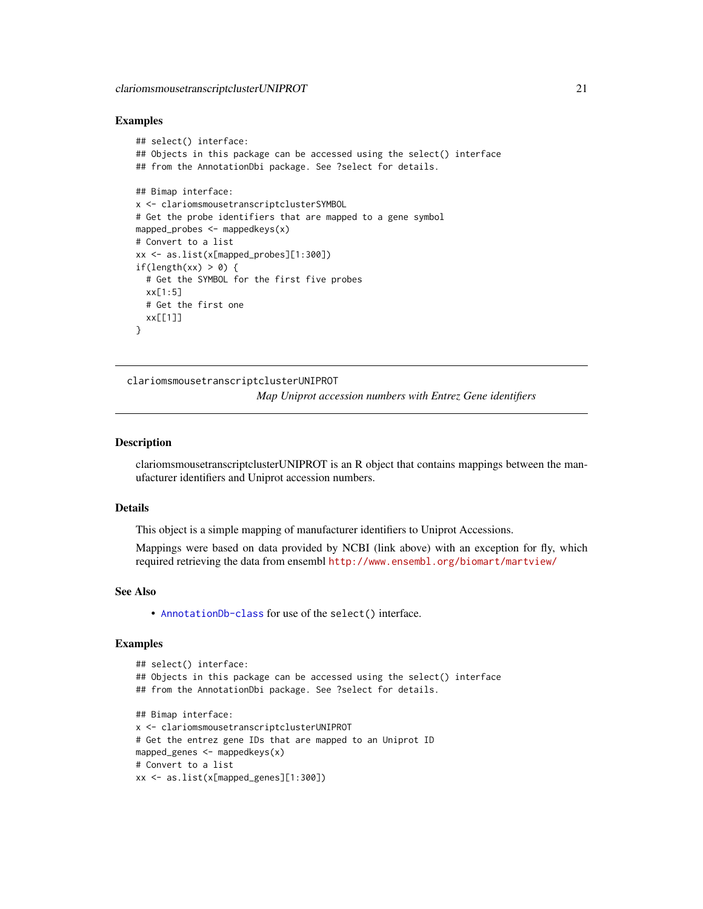## Examples

```
## select() interface:
## Objects in this package can be accessed using the select() interface
## from the AnnotationDbi package. See ?select for details.

## Bimap interface:
x <- clariomsmousetranscriptclusterSYMBOL
# Get the probe identifiers that are mapped to a gene symbol
mapped_probes <- mappedkeys(x)
# Convert to a list
xx <- as.list(x[mapped_probes][1:300])
if(length(xx) > 0) {
  # Get the SYMBOL for the first five probes
  xx[1:5]
  # Get the first one
  xx[[1]]
}
```

---

# clariomsmousetranscriptclusterUNIPROT

*Map Uniprot accession numbers with Entrez Gene identifiers*

---

## Description

clariomsmousetranscriptclusterUNIPROT is an R object that contains mappings between the manufacturer identifiers and Uniprot accession numbers.

## Details

This object is a simple mapping of manufacturer identifiers to Uniprot Accessions.

Mappings were based on data provided by NCBI (link above) with an exception for fly, which required retrieving the data from ensembl http://www.ensembl.org/biomart/martview/

## See Also

- AnnotationDb-class for use of the `select()` interface.

## Examples

```
## select() interface:
## Objects in this package can be accessed using the select() interface
## from the AnnotationDbi package. See ?select for details.

## Bimap interface:
x <- clariomsmousetranscriptclusterUNIPROT
# Get the entrez gene IDs that are mapped to an Uniprot ID
mapped_genes <- mappedkeys(x)
# Convert to a list
xx <- as.list(x[mapped_genes][1:300])
```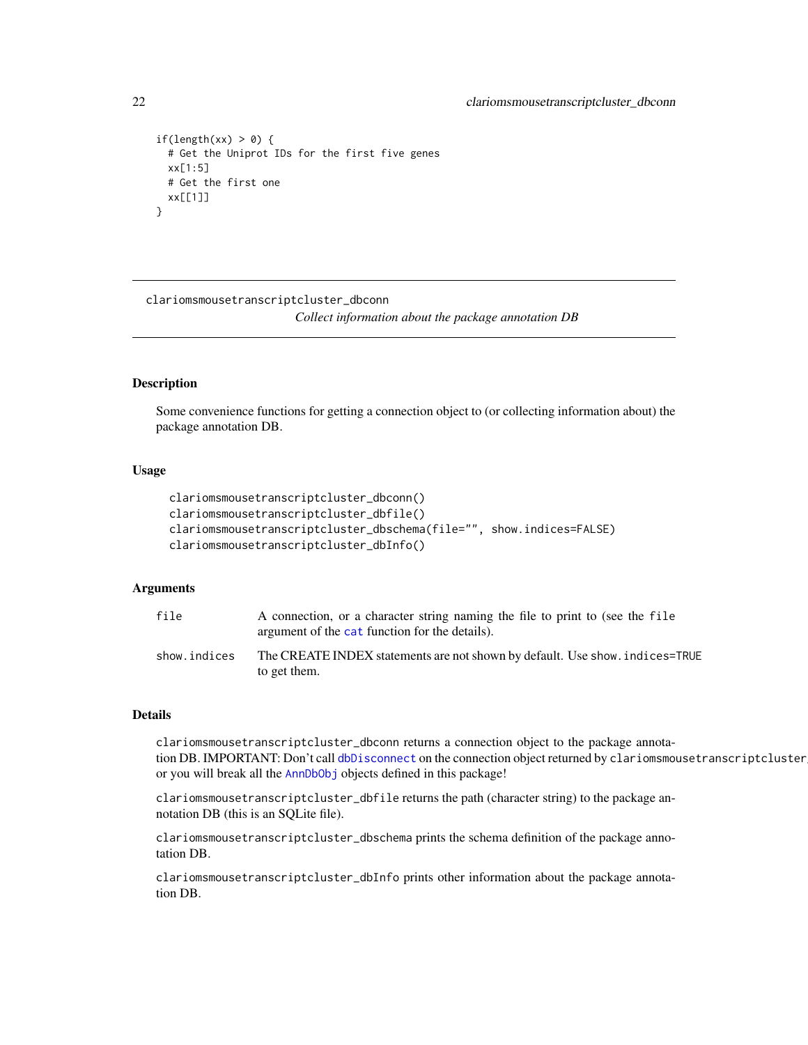```
if(length(xx) > 0) {
  # Get the Uniprot IDs for the first five genes
  xx[1:5]
  # Get the first one
  xx[[1]]
}
```

---

## clariomsmousetranscriptcluster_dbconn

*Collect information about the package annotation DB*

---

### Description

Some convenience functions for getting a connection object to (or collecting information about) the package annotation DB.

### Usage

```
clariomsmousetranscriptcluster_dbconn()
clariomsmousetranscriptcluster_dbfile()
clariomsmousetranscriptcluster_dbschema(file="", show.indices=FALSE)
clariomsmousetranscriptcluster_dbInfo()
```

### Arguments

| | |
|---|---|
| `file` | A connection, or a character string naming the file to print to (see the `file` argument of the `cat` function for the details). |
| `show.indices` | The CREATE INDEX statements are not shown by default. Use `show.indices=TRUE` to get them. |

### Details

`clariomsmousetranscriptcluster_dbconn` returns a connection object to the package annotation DB. IMPORTANT: Don't call `dbDisconnect` on the connection object returned by `clariomsmousetranscriptcluster_dbconn` or you will break all the `AnnDbObj` objects defined in this package!

`clariomsmousetranscriptcluster_dbfile` returns the path (character string) to the package annotation DB (this is an SQLite file).

`clariomsmousetranscriptcluster_dbschema` prints the schema definition of the package annotation DB.

`clariomsmousetranscriptcluster_dbInfo` prints other information about the package annotation DB.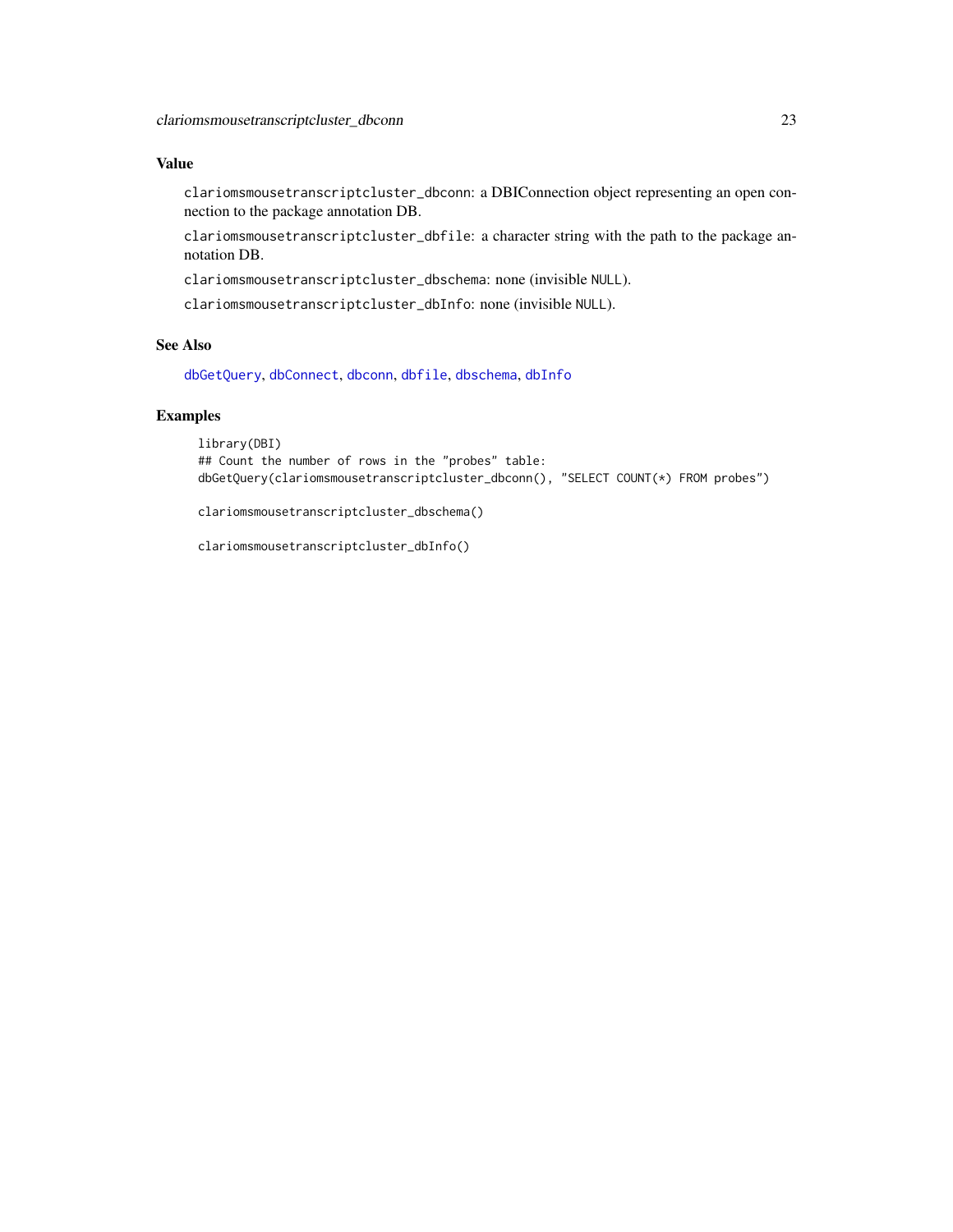## Value

`clariomsmousetranscriptcluster_dbconn`: a DBIConnection object representing an open connection to the package annotation DB.

`clariomsmousetranscriptcluster_dbfile`: a character string with the path to the package annotation DB.

`clariomsmousetranscriptcluster_dbschema`: none (invisible `NULL`).

`clariomsmousetranscriptcluster_dbInfo`: none (invisible `NULL`).

## See Also

`dbGetQuery`, `dbConnect`, `dbconn`, `dbfile`, `dbschema`, `dbInfo`

## Examples

```
library(DBI)
## Count the number of rows in the "probes" table:
dbGetQuery(clariomsmousetranscriptcluster_dbconn(), "SELECT COUNT(*) FROM probes")

clariomsmousetranscriptcluster_dbschema()

clariomsmousetranscriptcluster_dbInfo()
```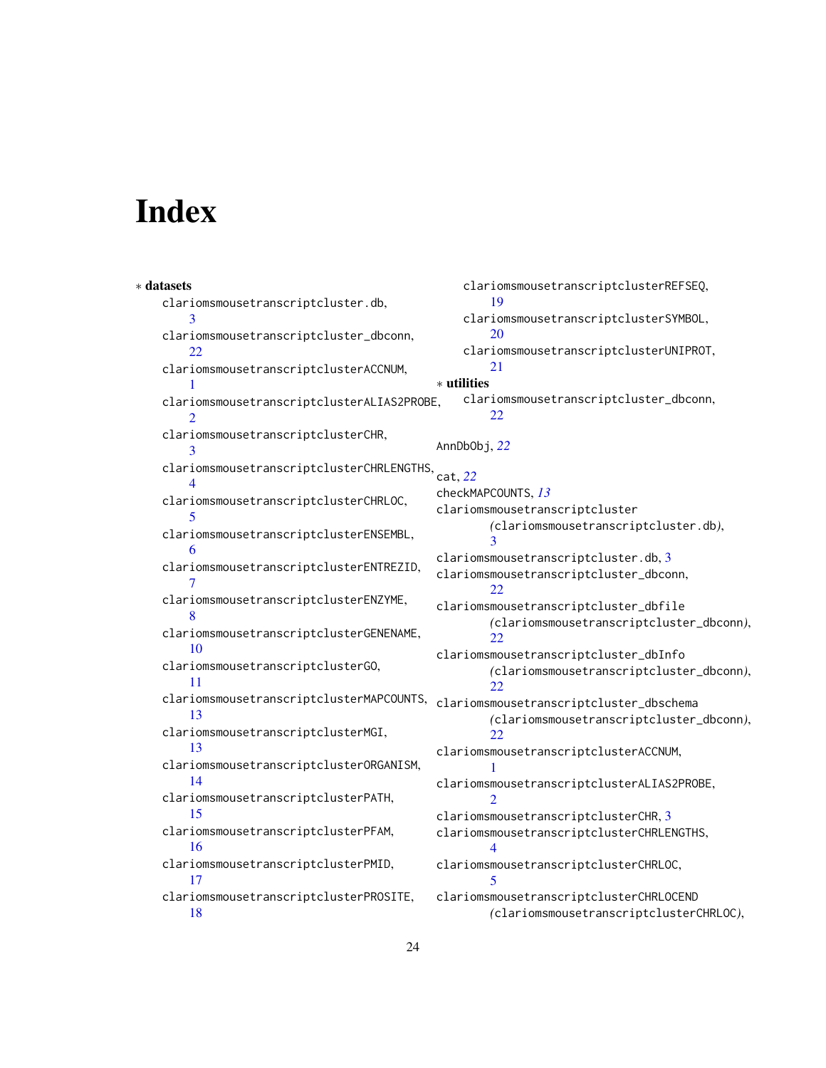# Index

∗ **datasets**
- clariomsmousetranscriptcluster.db, 3
- clariomsmousetranscriptcluster_dbconn, 22
- clariomsmousetranscriptclusterACCNUM, 1
- clariomsmousetranscriptclusterALIAS2PROBE, 2
- clariomsmousetranscriptclusterCHR, 3
- clariomsmousetranscriptclusterCHRLENGTHS, 4
- clariomsmousetranscriptclusterCHRLOC, 5
- clariomsmousetranscriptclusterENSEMBL, 6
- clariomsmousetranscriptclusterENTREZID, 7
- clariomsmousetranscriptclusterENZYME, 8
- clariomsmousetranscriptclusterGENENAME, 10
- clariomsmousetranscriptclusterGO, 11
- clariomsmousetranscriptclusterMAPCOUNTS, 13
- clariomsmousetranscriptclusterMGI, 13
- clariomsmousetranscriptclusterORGANISM, 14
- clariomsmousetranscriptclusterPATH, 15
- clariomsmousetranscriptclusterPFAM, 16
- clariomsmousetranscriptclusterPMID, 17
- clariomsmousetranscriptclusterPROSITE, 18
- clariomsmousetranscriptclusterREFSEQ, 19
- clariomsmousetranscriptclusterSYMBOL, 20
- clariomsmousetranscriptclusterUNIPROT, 21

∗ **utilities**
- clariomsmousetranscriptcluster_dbconn, 22

AnnDbObj, *22*

cat, *22*
checkMAPCOUNTS, *13*
clariomsmousetranscriptcluster *(clariomsmousetranscriptcluster.db)*, 3
clariomsmousetranscriptcluster.db, 3
clariomsmousetranscriptcluster_dbconn, 22
clariomsmousetranscriptcluster_dbfile *(clariomsmousetranscriptcluster_dbconn)*, 22
clariomsmousetranscriptcluster_dbInfo *(clariomsmousetranscriptcluster_dbconn)*, 22
clariomsmousetranscriptcluster_dbschema *(clariomsmousetranscriptcluster_dbconn)*, 22
clariomsmousetranscriptclusterACCNUM, 1
clariomsmousetranscriptclusterALIAS2PROBE, 2
clariomsmousetranscriptclusterCHR, 3
clariomsmousetranscriptclusterCHRLENGTHS, 4
clariomsmousetranscriptclusterCHRLOC, 5
clariomsmousetranscriptclusterCHRLOCEND *(clariomsmousetranscriptclusterCHRLOC)*,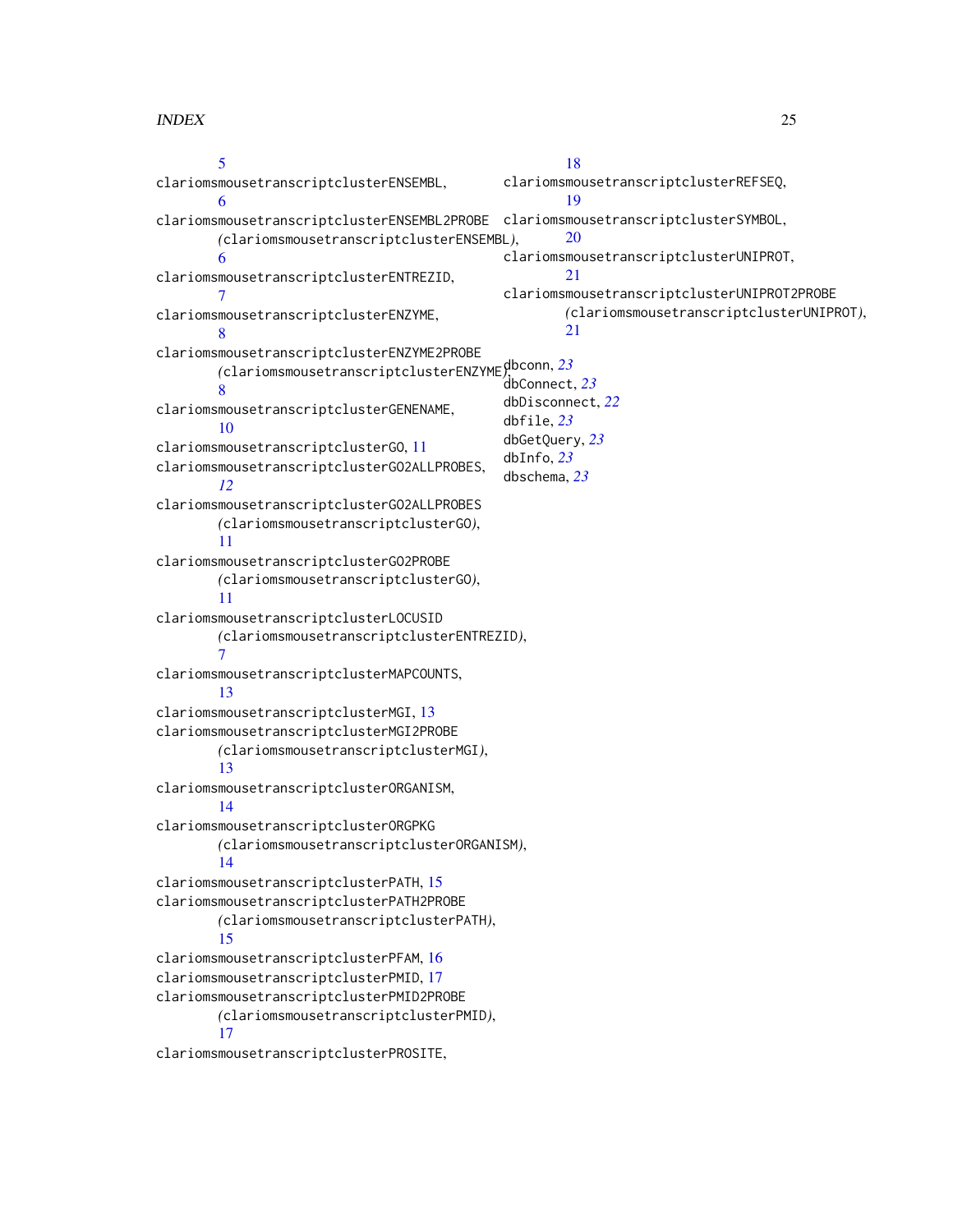5
clariomsmousetranscriptclusterENSEMBL, 6
clariomsmousetranscriptclusterENSEMBL2PROBE (clariomsmousetranscriptclusterENSEMBL), 6
clariomsmousetranscriptclusterENTREZID, 7
clariomsmousetranscriptclusterENZYME, 8
clariomsmousetranscriptclusterENZYME2PROBE (clariomsmousetranscriptclusterENZYME), 8
clariomsmousetranscriptclusterGENENAME, 10
clariomsmousetranscriptclusterGO, 11
clariomsmousetranscriptclusterGO2ALLPROBES, *12*
clariomsmousetranscriptclusterGO2ALLPROBES (clariomsmousetranscriptclusterGO), 11
clariomsmousetranscriptclusterGO2PROBE (clariomsmousetranscriptclusterGO), 11
clariomsmousetranscriptclusterLOCUSID (clariomsmousetranscriptclusterENTREZID), 7
clariomsmousetranscriptclusterMAPCOUNTS, 13
clariomsmousetranscriptclusterMGI, 13
clariomsmousetranscriptclusterMGI2PROBE (clariomsmousetranscriptclusterMGI), 13
clariomsmousetranscriptclusterORGANISM, 14
clariomsmousetranscriptclusterORGPKG (clariomsmousetranscriptclusterORGANISM), 14
clariomsmousetranscriptclusterPATH, 15
clariomsmousetranscriptclusterPATH2PROBE (clariomsmousetranscriptclusterPATH), 15
clariomsmousetranscriptclusterPFAM, 16
clariomsmousetranscriptclusterPMID, 17
clariomsmousetranscriptclusterPMID2PROBE (clariomsmousetranscriptclusterPMID), 17
clariomsmousetranscriptclusterPROSITE, 18
clariomsmousetranscriptclusterREFSEQ, 19
clariomsmousetranscriptclusterSYMBOL, 20
clariomsmousetranscriptclusterUNIPROT, 21
clariomsmousetranscriptclusterUNIPROT2PROBE (clariomsmousetranscriptclusterUNIPROT), 21

dbconn, *23*
dbConnect, *23*
dbDisconnect, *22*
dbfile, *23*
dbGetQuery, *23*
dbInfo, *23*
dbschema, *23*